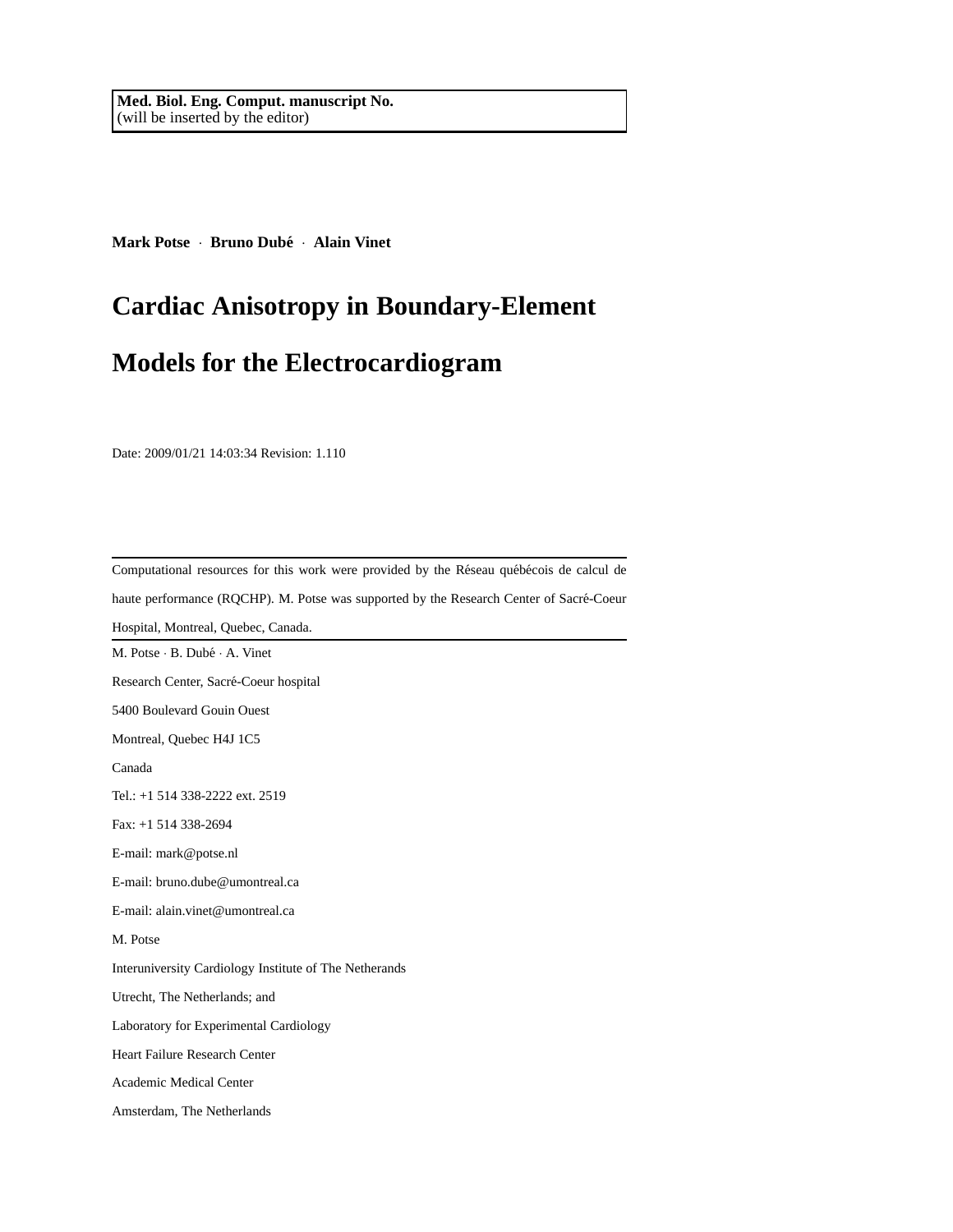**Med. Biol. Eng. Comput. manuscript No.**
(will be inserted by the editor)

**Mark Potse** · **Bruno Dubé** · **Alain Vinet**

# Cardiac Anisotropy in Boundary-Element Models for the Electrocardiogram

Date: 2009/01/21 14:03:34 Revision: 1.110

---

Computational resources for this work were provided by the Réseau québécois de calcul de haute performance (RQCHP). M. Potse was supported by the Research Center of Sacré-Coeur Hospital, Montreal, Quebec, Canada.

---

M. Potse · B. Dubé · A. Vinet

Research Center, Sacré-Coeur hospital

5400 Boulevard Gouin Ouest

Montreal, Quebec H4J 1C5

Canada

Tel.: +1 514 338-2222 ext. 2519

Fax: +1 514 338-2694

E-mail: mark@potse.nl

E-mail: bruno.dube@umontreal.ca

E-mail: alain.vinet@umontreal.ca

M. Potse

Interuniversity Cardiology Institute of The Netherands

Utrecht, The Netherlands; and

Laboratory for Experimental Cardiology

Heart Failure Research Center

Academic Medical Center

Amsterdam, The Netherlands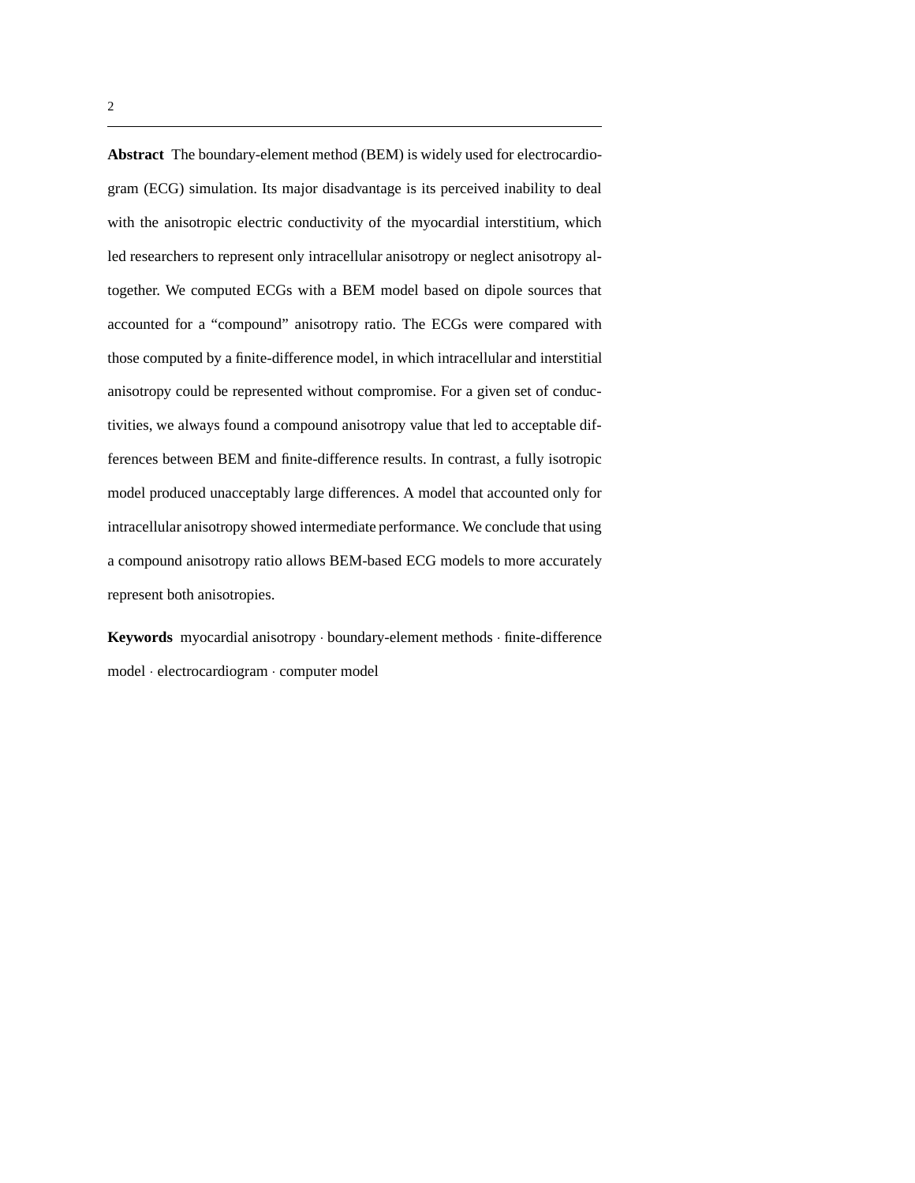**Abstract** The boundary-element method (BEM) is widely used for electrocardiogram (ECG) simulation. Its major disadvantage is its perceived inability to deal with the anisotropic electric conductivity of the myocardial interstitium, which led researchers to represent only intracellular anisotropy or neglect anisotropy altogether. We computed ECGs with a BEM model based on dipole sources that accounted for a "compound" anisotropy ratio. The ECGs were compared with those computed by a finite-difference model, in which intracellular and interstitial anisotropy could be represented without compromise. For a given set of conductivities, we always found a compound anisotropy value that led to acceptable differences between BEM and finite-difference results. In contrast, a fully isotropic model produced unacceptably large differences. A model that accounted only for intracellular anisotropy showed intermediate performance. We conclude that using a compound anisotropy ratio allows BEM-based ECG models to more accurately represent both anisotropies.

**Keywords** myocardial anisotropy · boundary-element methods · finite-difference model · electrocardiogram · computer model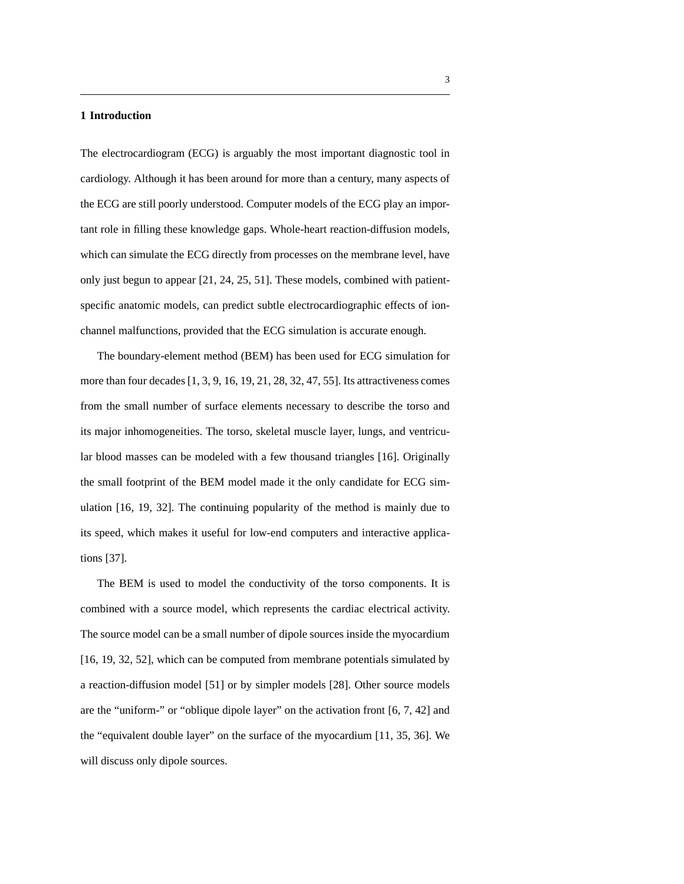## 1 Introduction

The electrocardiogram (ECG) is arguably the most important diagnostic tool in cardiology. Although it has been around for more than a century, many aspects of the ECG are still poorly understood. Computer models of the ECG play an important role in filling these knowledge gaps. Whole-heart reaction-diffusion models, which can simulate the ECG directly from processes on the membrane level, have only just begun to appear [21, 24, 25, 51]. These models, combined with patient-specific anatomic models, can predict subtle electrocardiographic effects of ion-channel malfunctions, provided that the ECG simulation is accurate enough.

The boundary-element method (BEM) has been used for ECG simulation for more than four decades [1, 3, 9, 16, 19, 21, 28, 32, 47, 55]. Its attractiveness comes from the small number of surface elements necessary to describe the torso and its major inhomogeneities. The torso, skeletal muscle layer, lungs, and ventricular blood masses can be modeled with a few thousand triangles [16]. Originally the small footprint of the BEM model made it the only candidate for ECG simulation [16, 19, 32]. The continuing popularity of the method is mainly due to its speed, which makes it useful for low-end computers and interactive applications [37].

The BEM is used to model the conductivity of the torso components. It is combined with a source model, which represents the cardiac electrical activity. The source model can be a small number of dipole sources inside the myocardium [16, 19, 32, 52], which can be computed from membrane potentials simulated by a reaction-diffusion model [51] or by simpler models [28]. Other source models are the "uniform-" or "oblique dipole layer" on the activation front [6, 7, 42] and the "equivalent double layer" on the surface of the myocardium [11, 35, 36]. We will discuss only dipole sources.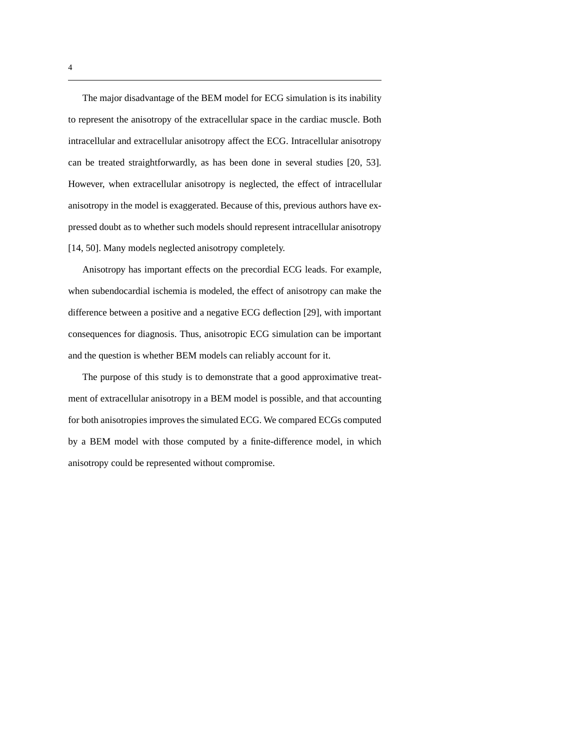The major disadvantage of the BEM model for ECG simulation is its inability to represent the anisotropy of the extracellular space in the cardiac muscle. Both intracellular and extracellular anisotropy affect the ECG. Intracellular anisotropy can be treated straightforwardly, as has been done in several studies [20, 53]. However, when extracellular anisotropy is neglected, the effect of intracellular anisotropy in the model is exaggerated. Because of this, previous authors have expressed doubt as to whether such models should represent intracellular anisotropy [14, 50]. Many models neglected anisotropy completely.

Anisotropy has important effects on the precordial ECG leads. For example, when subendocardial ischemia is modeled, the effect of anisotropy can make the difference between a positive and a negative ECG deflection [29], with important consequences for diagnosis. Thus, anisotropic ECG simulation can be important and the question is whether BEM models can reliably account for it.

The purpose of this study is to demonstrate that a good approximative treatment of extracellular anisotropy in a BEM model is possible, and that accounting for both anisotropies improves the simulated ECG. We compared ECGs computed by a BEM model with those computed by a finite-difference model, in which anisotropy could be represented without compromise.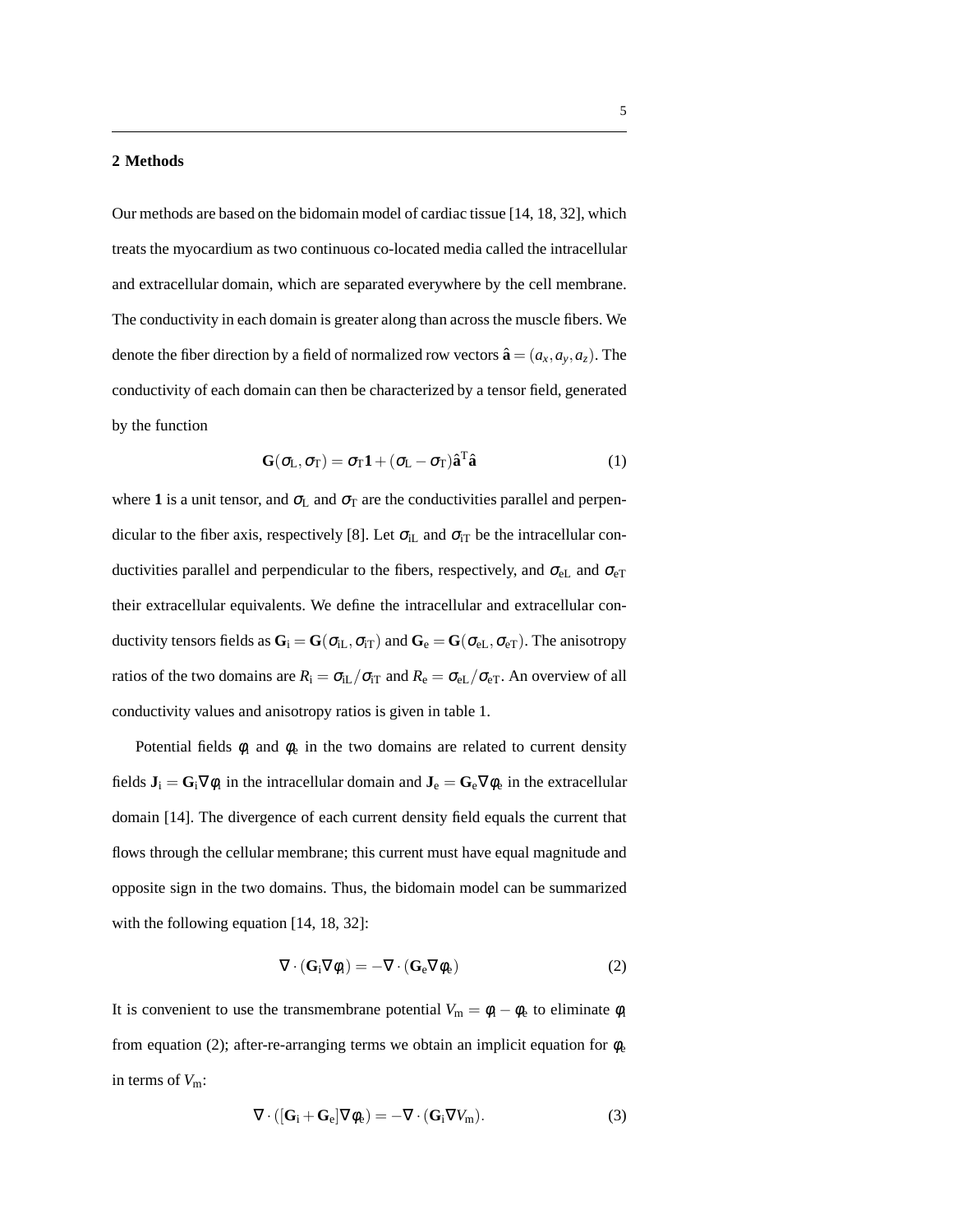## 2 Methods

Our methods are based on the bidomain model of cardiac tissue [14, 18, 32], which treats the myocardium as two continuous co-located media called the intracellular and extracellular domain, which are separated everywhere by the cell membrane. The conductivity in each domain is greater along than across the muscle fibers. We denote the fiber direction by a field of normalized row vectors $\hat{\mathbf{a}} = (a_x, a_y, a_z)$. The conductivity of each domain can then be characterized by a tensor field, generated by the function

$$\mathbf{G}(\sigma_{\mathrm{L}}, \sigma_{\mathrm{T}}) = \sigma_{\mathrm{T}}\mathbf{1} + (\sigma_{\mathrm{L}} - \sigma_{\mathrm{T}})\hat{\mathbf{a}}^{\mathrm{T}}\hat{\mathbf{a}} \tag{1}$$

where $\mathbf{1}$ is a unit tensor, and $\sigma_{\mathrm{L}}$ and $\sigma_{\mathrm{T}}$ are the conductivities parallel and perpendicular to the fiber axis, respectively [8]. Let $\sigma_{\mathrm{iL}}$ and $\sigma_{\mathrm{iT}}$ be the intracellular conductivities parallel and perpendicular to the fibers, respectively, and $\sigma_{\mathrm{eL}}$ and $\sigma_{\mathrm{eT}}$ their extracellular equivalents. We define the intracellular and extracellular conductivity tensors fields as $\mathbf{G}_{\mathrm{i}} = \mathbf{G}(\sigma_{\mathrm{iL}}, \sigma_{\mathrm{iT}})$ and $\mathbf{G}_{\mathrm{e}} = \mathbf{G}(\sigma_{\mathrm{eL}}, \sigma_{\mathrm{eT}})$. The anisotropy ratios of the two domains are $R_{\mathrm{i}} = \sigma_{\mathrm{iL}}/\sigma_{\mathrm{iT}}$ and $R_{\mathrm{e}} = \sigma_{\mathrm{eL}}/\sigma_{\mathrm{eT}}$. An overview of all conductivity values and anisotropy ratios is given in table 1.

Potential fields $\phi_{\mathrm{i}}$ and $\phi_{\mathrm{e}}$ in the two domains are related to current density fields $\mathbf{J}_{\mathrm{i}} = \mathbf{G}_{\mathrm{i}}\nabla\phi_{\mathrm{i}}$ in the intracellular domain and $\mathbf{J}_{\mathrm{e}} = \mathbf{G}_{\mathrm{e}}\nabla\phi_{\mathrm{e}}$ in the extracellular domain [14]. The divergence of each current density field equals the current that flows through the cellular membrane; this current must have equal magnitude and opposite sign in the two domains. Thus, the bidomain model can be summarized with the following equation [14, 18, 32]:

$$\nabla \cdot (\mathbf{G}_{\mathrm{i}}\nabla\phi_{\mathrm{i}}) = -\nabla \cdot (\mathbf{G}_{\mathrm{e}}\nabla\phi_{\mathrm{e}}) \tag{2}$$

It is convenient to use the transmembrane potential $V_{\mathrm{m}} = \phi_{\mathrm{i}} - \phi_{\mathrm{e}}$ to eliminate $\phi_{\mathrm{i}}$ from equation (2); after-re-arranging terms we obtain an implicit equation for $\phi_{\mathrm{e}}$ in terms of $V_{\mathrm{m}}$:

$$\nabla \cdot ([\mathbf{G}_{\mathrm{i}} + \mathbf{G}_{\mathrm{e}}]\nabla\phi_{\mathrm{e}}) = -\nabla \cdot (\mathbf{G}_{\mathrm{i}}\nabla V_{\mathrm{m}}). \tag{3}$$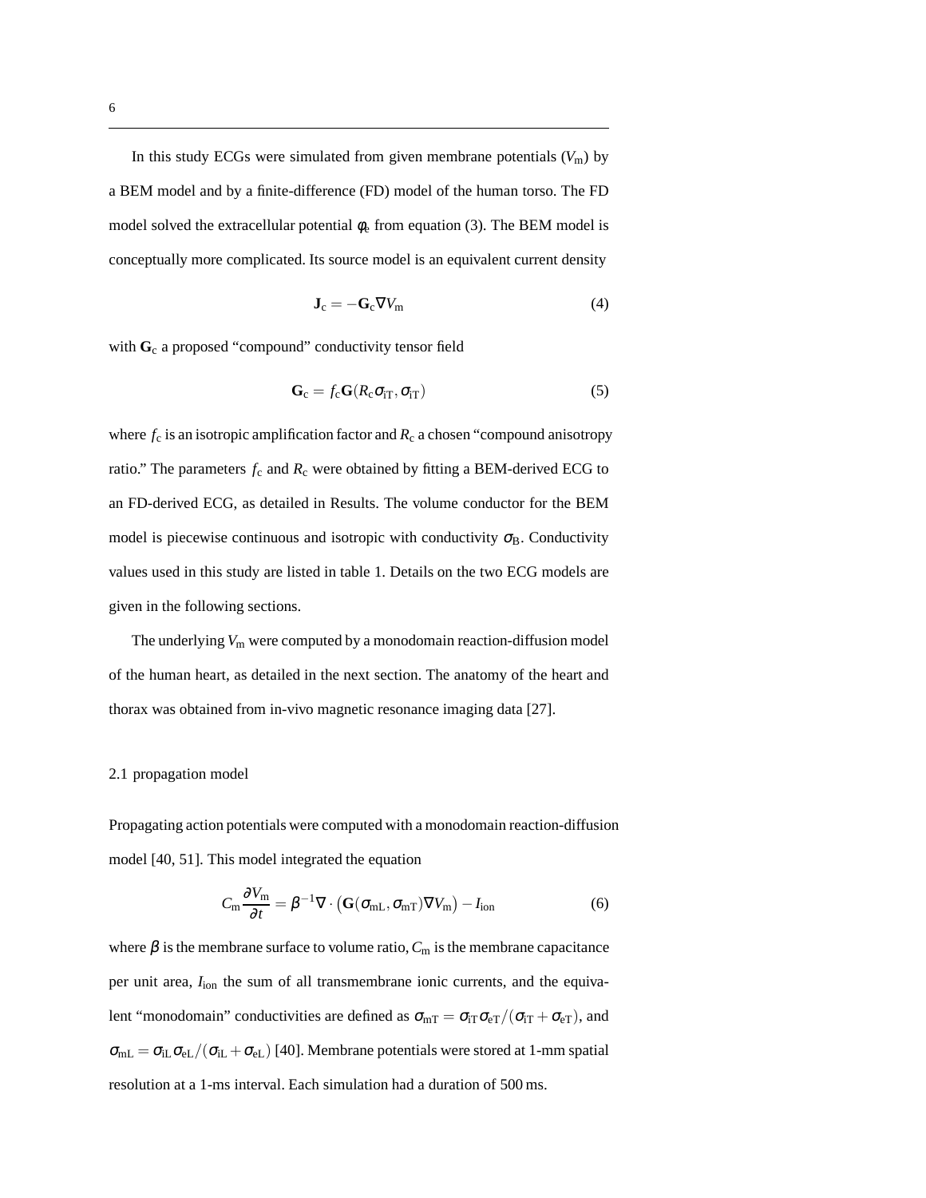In this study ECGs were simulated from given membrane potentials ($V_\mathrm{m}$) by a BEM model and by a finite-difference (FD) model of the human torso. The FD model solved the extracellular potential $\phi_\mathrm{e}$ from equation (3). The BEM model is conceptually more complicated. Its source model is an equivalent current density

$$\mathbf{J}_\mathrm{c} = -\mathbf{G}_\mathrm{c}\nabla V_\mathrm{m} \tag{4}$$

with $\mathbf{G}_\mathrm{c}$ a proposed "compound" conductivity tensor field

$$\mathbf{G}_\mathrm{c} = f_\mathrm{c}\mathbf{G}(R_\mathrm{c}\sigma_\mathrm{iT}, \sigma_\mathrm{iT}) \tag{5}$$

where $f_\mathrm{c}$ is an isotropic amplification factor and $R_\mathrm{c}$ a chosen "compound anisotropy ratio." The parameters $f_\mathrm{c}$ and $R_\mathrm{c}$ were obtained by fitting a BEM-derived ECG to an FD-derived ECG, as detailed in Results. The volume conductor for the BEM model is piecewise continuous and isotropic with conductivity $\sigma_\mathrm{B}$. Conductivity values used in this study are listed in table 1. Details on the two ECG models are given in the following sections.

The underlying $V_\mathrm{m}$ were computed by a monodomain reaction-diffusion model of the human heart, as detailed in the next section. The anatomy of the heart and thorax was obtained from in-vivo magnetic resonance imaging data [27].

## 2.1 propagation model

Propagating action potentials were computed with a monodomain reaction-diffusion model [40, 51]. This model integrated the equation

$$C_\mathrm{m}\frac{\partial V_\mathrm{m}}{\partial t} = \beta^{-1}\nabla\cdot\left(\mathbf{G}(\sigma_\mathrm{mL}, \sigma_\mathrm{mT})\nabla V_\mathrm{m}\right) - I_\mathrm{ion} \tag{6}$$

where $\beta$ is the membrane surface to volume ratio, $C_\mathrm{m}$ is the membrane capacitance per unit area, $I_\mathrm{ion}$ the sum of all transmembrane ionic currents, and the equivalent "monodomain" conductivities are defined as $\sigma_\mathrm{mT} = \sigma_\mathrm{iT}\sigma_\mathrm{eT}/(\sigma_\mathrm{iT}+\sigma_\mathrm{eT})$, and $\sigma_\mathrm{mL} = \sigma_\mathrm{iL}\sigma_\mathrm{eL}/(\sigma_\mathrm{iL}+\sigma_\mathrm{eL})$ [40]. Membrane potentials were stored at 1-mm spatial resolution at a 1-ms interval. Each simulation had a duration of 500 ms.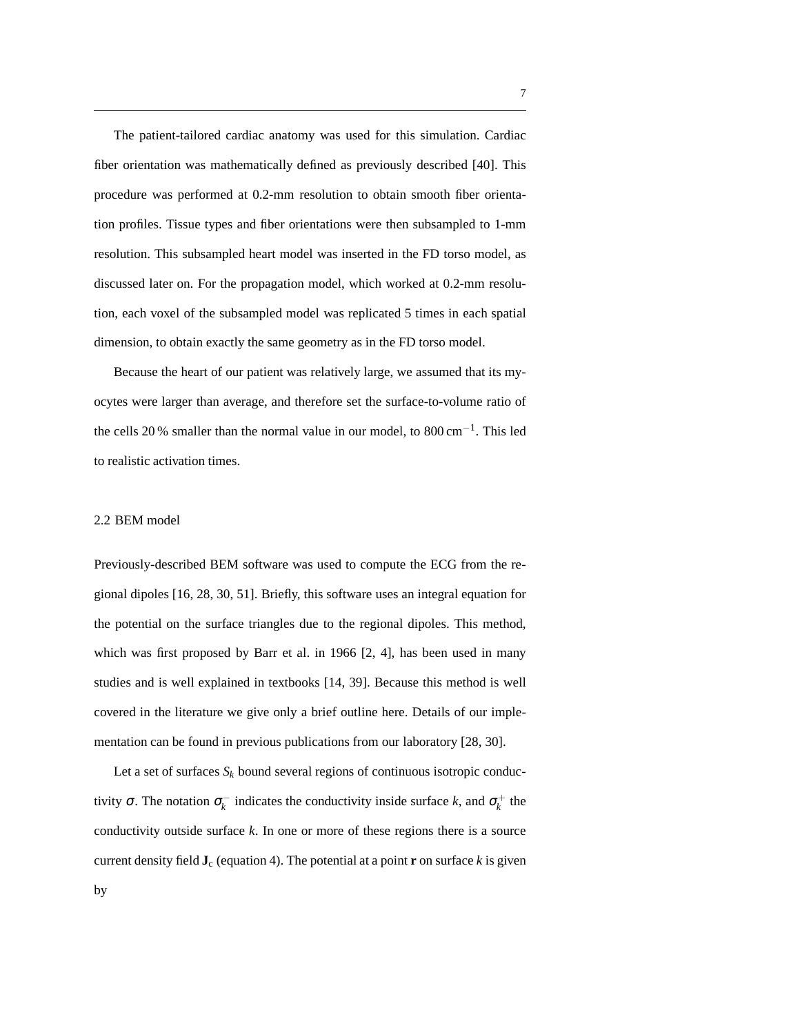The patient-tailored cardiac anatomy was used for this simulation. Cardiac fiber orientation was mathematically defined as previously described [40]. This procedure was performed at 0.2-mm resolution to obtain smooth fiber orientation profiles. Tissue types and fiber orientations were then subsampled to 1-mm resolution. This subsampled heart model was inserted in the FD torso model, as discussed later on. For the propagation model, which worked at 0.2-mm resolution, each voxel of the subsampled model was replicated 5 times in each spatial dimension, to obtain exactly the same geometry as in the FD torso model.

Because the heart of our patient was relatively large, we assumed that its myocytes were larger than average, and therefore set the surface-to-volume ratio of the cells 20 % smaller than the normal value in our model, to 800 $\mathrm{cm}^{-1}$. This led to realistic activation times.

## 2.2 BEM model

Previously-described BEM software was used to compute the ECG from the regional dipoles [16, 28, 30, 51]. Briefly, this software uses an integral equation for the potential on the surface triangles due to the regional dipoles. This method, which was first proposed by Barr et al. in 1966 [2, 4], has been used in many studies and is well explained in textbooks [14, 39]. Because this method is well covered in the literature we give only a brief outline here. Details of our implementation can be found in previous publications from our laboratory [28, 30].

Let a set of surfaces $S_k$ bound several regions of continuous isotropic conductivity $\sigma$. The notation $\sigma_k^-$ indicates the conductivity inside surface $k$, and $\sigma_k^+$ the conductivity outside surface $k$. In one or more of these regions there is a source current density field $\mathbf{J}_\mathrm{c}$ (equation 4). The potential at a point $\mathbf{r}$ on surface $k$ is given by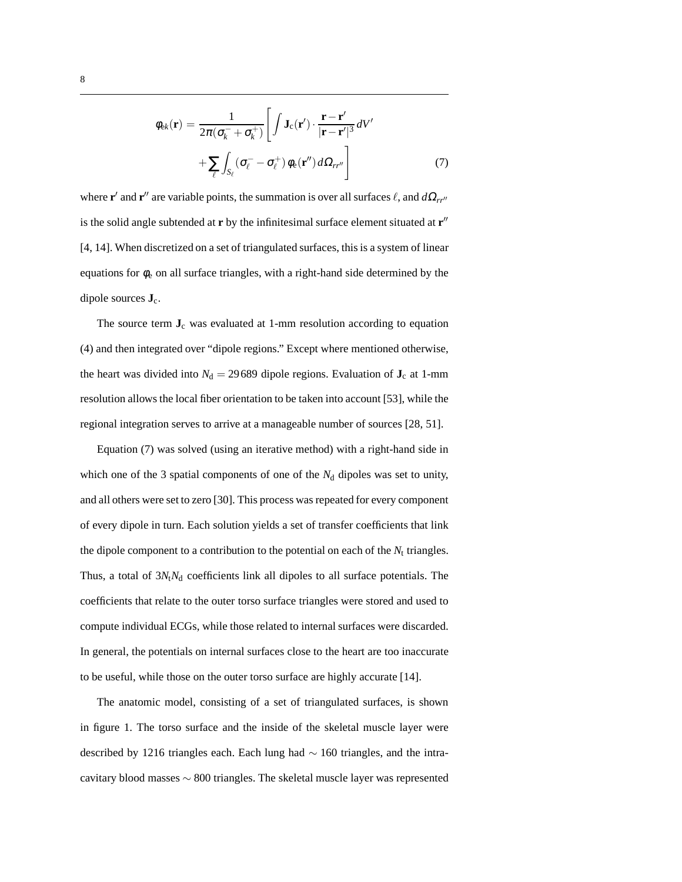$$
\begin{aligned}
\phi_{ek}(\mathbf{r}) = \frac{1}{2\pi(\sigma_k^- + \sigma_k^+)} \Bigg[ & \int \mathbf{J}_\mathrm{c}(\mathbf{r}') \cdot \frac{\mathbf{r} - \mathbf{r}'}{|\mathbf{r} - \mathbf{r}'|^3} \, dV' \\
& + \sum_\ell \int_{S_\ell} (\sigma_\ell^- - \sigma_\ell^+) \, \phi_\mathrm{e}(\mathbf{r}'') \, d\Omega_{rr''} \Bigg]
\end{aligned} \tag{7}
$$

where $\mathbf{r}'$ and $\mathbf{r}''$ are variable points, the summation is over all surfaces $\ell$, and $d\Omega_{rr''}$ is the solid angle subtended at $\mathbf{r}$ by the infinitesimal surface element situated at $\mathbf{r}''$ [4, 14]. When discretized on a set of triangulated surfaces, this is a system of linear equations for $\phi_\mathrm{e}$ on all surface triangles, with a right-hand side determined by the dipole sources $\mathbf{J}_\mathrm{c}$.

The source term $\mathbf{J}_\mathrm{c}$ was evaluated at 1-mm resolution according to equation (4) and then integrated over "dipole regions." Except where mentioned otherwise, the heart was divided into $N_\mathrm{d} = 29\,689$ dipole regions. Evaluation of $\mathbf{J}_\mathrm{c}$ at 1-mm resolution allows the local fiber orientation to be taken into account [53], while the regional integration serves to arrive at a manageable number of sources [28, 51].

Equation (7) was solved (using an iterative method) with a right-hand side in which one of the 3 spatial components of one of the $N_\mathrm{d}$ dipoles was set to unity, and all others were set to zero [30]. This process was repeated for every component of every dipole in turn. Each solution yields a set of transfer coefficients that link the dipole component to a contribution to the potential on each of the $N_\mathrm{t}$ triangles. Thus, a total of $3N_\mathrm{t}N_\mathrm{d}$ coefficients link all dipoles to all surface potentials. The coefficients that relate to the outer torso surface triangles were stored and used to compute individual ECGs, while those related to internal surfaces were discarded. In general, the potentials on internal surfaces close to the heart are too inaccurate to be useful, while those on the outer torso surface are highly accurate [14].

The anatomic model, consisting of a set of triangulated surfaces, is shown in figure 1. The torso surface and the inside of the skeletal muscle layer were described by 1216 triangles each. Each lung had $\sim 160$ triangles, and the intracavitary blood masses $\sim 800$ triangles. The skeletal muscle layer was represented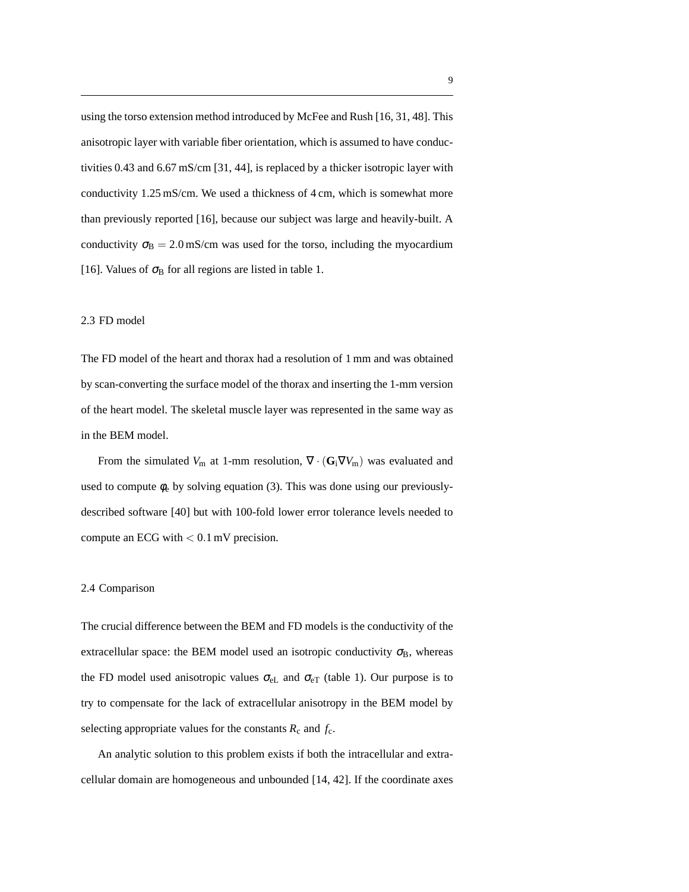using the torso extension method introduced by McFee and Rush [16, 31, 48]. This anisotropic layer with variable fiber orientation, which is assumed to have conductivities 0.43 and 6.67 mS/cm [31, 44], is replaced by a thicker isotropic layer with conductivity 1.25 mS/cm. We used a thickness of 4 cm, which is somewhat more than previously reported [16], because our subject was large and heavily-built. A conductivity $\sigma_B = 2.0$ mS/cm was used for the torso, including the myocardium [16]. Values of $\sigma_B$ for all regions are listed in table 1.

### 2.3 FD model

The FD model of the heart and thorax had a resolution of 1 mm and was obtained by scan-converting the surface model of the thorax and inserting the 1-mm version of the heart model. The skeletal muscle layer was represented in the same way as in the BEM model.

From the simulated $V_m$ at 1-mm resolution, $\nabla \cdot (\mathbf{G}_i \nabla V_m)$ was evaluated and used to compute $\phi_e$ by solving equation (3). This was done using our previously-described software [40] but with 100-fold lower error tolerance levels needed to compute an ECG with $< 0.1$ mV precision.

### 2.4 Comparison

The crucial difference between the BEM and FD models is the conductivity of the extracellular space: the BEM model used an isotropic conductivity $\sigma_B$, whereas the FD model used anisotropic values $\sigma_{eL}$ and $\sigma_{eT}$ (table 1). Our purpose is to try to compensate for the lack of extracellular anisotropy in the BEM model by selecting appropriate values for the constants $R_c$ and $f_c$.

An analytic solution to this problem exists if both the intracellular and extracellular domain are homogeneous and unbounded [14, 42]. If the coordinate axes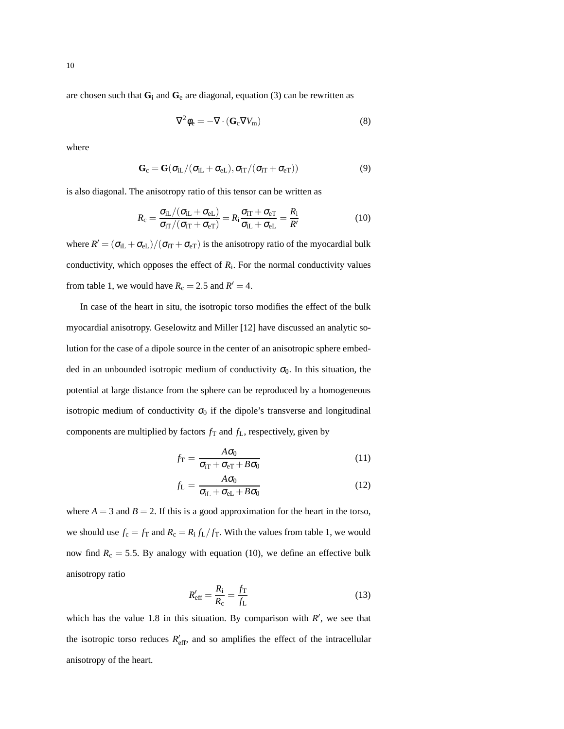are chosen such that $\mathbf{G}_\mathrm{i}$ and $\mathbf{G}_\mathrm{e}$ are diagonal, equation (3) can be rewritten as

$$\nabla^2 \phi_\mathrm{e} = -\nabla \cdot (\mathbf{G}_\mathrm{c} \nabla V_\mathrm{m}) \tag{8}$$

where

$$\mathbf{G}_\mathrm{c} = \mathbf{G}(\sigma_\mathrm{iL}/(\sigma_\mathrm{iL}+\sigma_\mathrm{eL}), \sigma_\mathrm{iT}/(\sigma_\mathrm{iT}+\sigma_\mathrm{eT})) \tag{9}$$

is also diagonal. The anisotropy ratio of this tensor can be written as

$$R_\mathrm{c} = \frac{\sigma_\mathrm{iL}/(\sigma_\mathrm{iL}+\sigma_\mathrm{eL})}{\sigma_\mathrm{iT}/(\sigma_\mathrm{iT}+\sigma_\mathrm{eT})} = R_\mathrm{i}\frac{\sigma_\mathrm{iT}+\sigma_\mathrm{eT}}{\sigma_\mathrm{iL}+\sigma_\mathrm{eL}} = \frac{R_\mathrm{i}}{R'} \tag{10}$$

where $R' = (\sigma_\mathrm{iL}+\sigma_\mathrm{eL})/(\sigma_\mathrm{iT}+\sigma_\mathrm{eT})$ is the anisotropy ratio of the myocardial bulk conductivity, which opposes the effect of $R_\mathrm{i}$. For the normal conductivity values from table 1, we would have $R_\mathrm{c} = 2.5$ and $R' = 4$.

In case of the heart in situ, the isotropic torso modifies the effect of the bulk myocardial anisotropy. Geselowitz and Miller [12] have discussed an analytic solution for the case of a dipole source in the center of an anisotropic sphere embedded in an unbounded isotropic medium of conductivity $\sigma_0$. In this situation, the potential at large distance from the sphere can be reproduced by a homogeneous isotropic medium of conductivity $\sigma_0$ if the dipole's transverse and longitudinal components are multiplied by factors $f_\mathrm{T}$ and $f_\mathrm{L}$, respectively, given by

$$f_\mathrm{T} = \frac{A\sigma_0}{\sigma_\mathrm{iT}+\sigma_\mathrm{eT}+B\sigma_0} \tag{11}$$

$$f_\mathrm{L} = \frac{A\sigma_0}{\sigma_\mathrm{iL}+\sigma_\mathrm{eL}+B\sigma_0} \tag{12}$$

where $A = 3$ and $B = 2$. If this is a good approximation for the heart in the torso, we should use $f_\mathrm{c} = f_\mathrm{T}$ and $R_\mathrm{c} = R_\mathrm{i}\, f_\mathrm{L}/f_\mathrm{T}$. With the values from table 1, we would now find $R_\mathrm{c} = 5.5$. By analogy with equation (10), we define an effective bulk anisotropy ratio

$$R'_\mathrm{eff} = \frac{R_\mathrm{i}}{R_\mathrm{c}} = \frac{f_\mathrm{T}}{f_\mathrm{L}} \tag{13}$$

which has the value 1.8 in this situation. By comparison with $R'$, we see that the isotropic torso reduces $R'_\mathrm{eff}$, and so amplifies the effect of the intracellular anisotropy of the heart.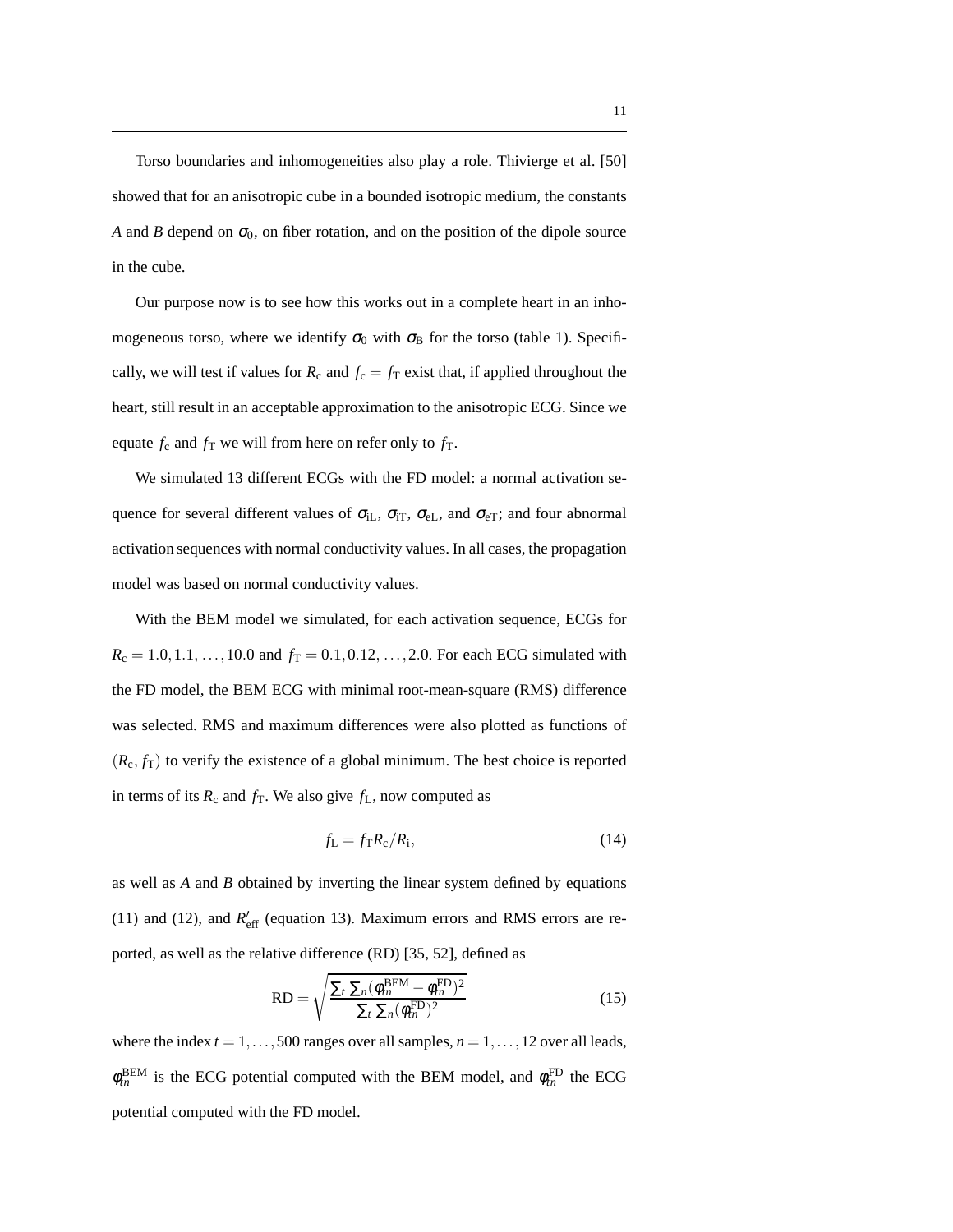Torso boundaries and inhomogeneities also play a role. Thivierge et al. [50] showed that for an anisotropic cube in a bounded isotropic medium, the constants $A$ and $B$ depend on $\sigma_0$, on fiber rotation, and on the position of the dipole source in the cube.

Our purpose now is to see how this works out in a complete heart in an inhomogeneous torso, where we identify $\sigma_0$ with $\sigma_{\mathrm{B}}$ for the torso (table 1). Specifically, we will test if values for $R_{\mathrm{c}}$ and $f_{\mathrm{c}} = f_{\mathrm{T}}$ exist that, if applied throughout the heart, still result in an acceptable approximation to the anisotropic ECG. Since we equate $f_{\mathrm{c}}$ and $f_{\mathrm{T}}$ we will from here on refer only to $f_{\mathrm{T}}$.

We simulated 13 different ECGs with the FD model: a normal activation sequence for several different values of $\sigma_{\mathrm{iL}}$, $\sigma_{\mathrm{iT}}$, $\sigma_{\mathrm{eL}}$, and $\sigma_{\mathrm{eT}}$; and four abnormal activation sequences with normal conductivity values. In all cases, the propagation model was based on normal conductivity values.

With the BEM model we simulated, for each activation sequence, ECGs for $R_{\mathrm{c}} = 1.0, 1.1, \ldots, 10.0$ and $f_{\mathrm{T}} = 0.1, 0.12, \ldots, 2.0$. For each ECG simulated with the FD model, the BEM ECG with minimal root-mean-square (RMS) difference was selected. RMS and maximum differences were also plotted as functions of $(R_{\mathrm{c}}, f_{\mathrm{T}})$ to verify the existence of a global minimum. The best choice is reported in terms of its $R_{\mathrm{c}}$ and $f_{\mathrm{T}}$. We also give $f_{\mathrm{L}}$, now computed as

$$f_{\mathrm{L}} = f_{\mathrm{T}} R_{\mathrm{c}} / R_{\mathrm{i}}, \tag{14}$$

as well as $A$ and $B$ obtained by inverting the linear system defined by equations (11) and (12), and $R'_{\mathrm{eff}}$ (equation 13). Maximum errors and RMS errors are reported, as well as the relative difference (RD) [35, 52], defined as

$$\mathrm{RD} = \sqrt{\frac{\sum_t \sum_n (\varphi_{tn}^{\mathrm{BEM}} - \varphi_{tn}^{\mathrm{FD}})^2}{\sum_t \sum_n (\varphi_{tn}^{\mathrm{FD}})^2}} \tag{15}$$

where the index $t = 1, \ldots, 500$ ranges over all samples, $n = 1, \ldots, 12$ over all leads, $\varphi_{tn}^{\mathrm{BEM}}$ is the ECG potential computed with the BEM model, and $\varphi_{tn}^{\mathrm{FD}}$ the ECG potential computed with the FD model.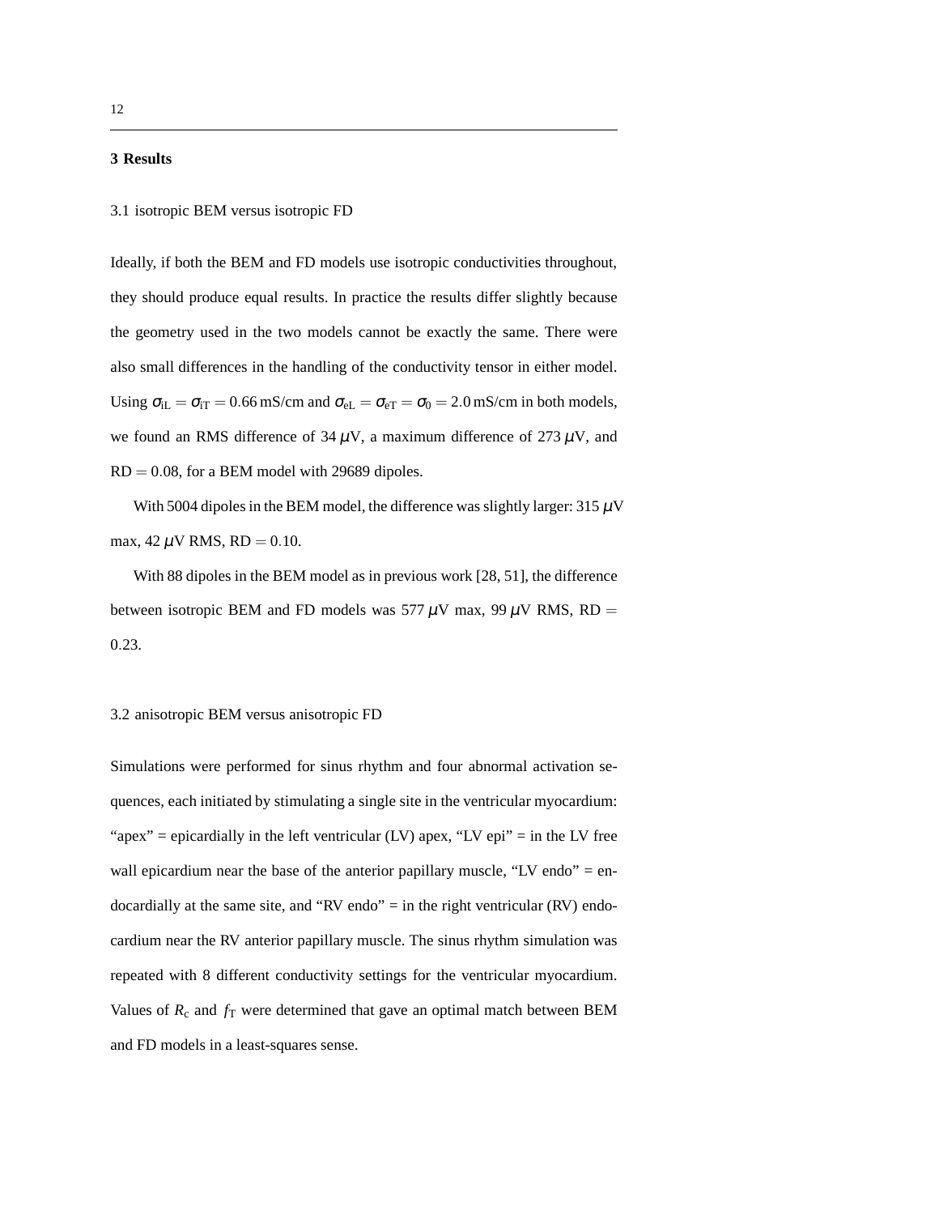## 3 Results

### 3.1 isotropic BEM versus isotropic FD

Ideally, if both the BEM and FD models use isotropic conductivities throughout, they should produce equal results. In practice the results differ slightly because the geometry used in the two models cannot be exactly the same. There were also small differences in the handling of the conductivity tensor in either model. Using $\sigma_{\mathrm{iL}} = \sigma_{\mathrm{iT}} = 0.66$ mS/cm and $\sigma_{\mathrm{eL}} = \sigma_{\mathrm{eT}} = \sigma_0 = 2.0$ mS/cm in both models, we found an RMS difference of 34 $\mu$V, a maximum difference of 273 $\mu$V, and $\mathrm{RD} = 0.08$, for a BEM model with 29689 dipoles.

With 5004 dipoles in the BEM model, the difference was slightly larger: 315 $\mu$V max, 42 $\mu$V RMS, $\mathrm{RD} = 0.10$.

With 88 dipoles in the BEM model as in previous work [28, 51], the difference between isotropic BEM and FD models was 577 $\mu$V max, 99 $\mu$V RMS, $\mathrm{RD} = 0.23$.

### 3.2 anisotropic BEM versus anisotropic FD

Simulations were performed for sinus rhythm and four abnormal activation sequences, each initiated by stimulating a single site in the ventricular myocardium: "apex" = epicardially in the left ventricular (LV) apex, "LV epi" = in the LV free wall epicardium near the base of the anterior papillary muscle, "LV endo" = endocardially at the same site, and "RV endo" = in the right ventricular (RV) endocardium near the RV anterior papillary muscle. The sinus rhythm simulation was repeated with 8 different conductivity settings for the ventricular myocardium. Values of $R_{\mathrm{c}}$ and $f_{\mathrm{T}}$ were determined that gave an optimal match between BEM and FD models in a least-squares sense.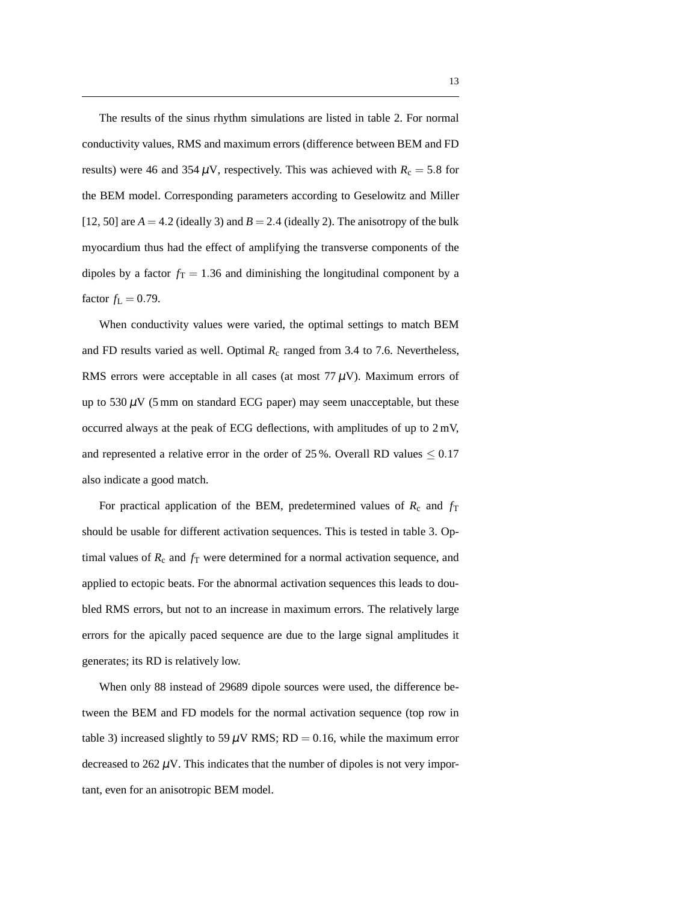The results of the sinus rhythm simulations are listed in table 2. For normal conductivity values, RMS and maximum errors (difference between BEM and FD results) were 46 and 354 $\mu$V, respectively. This was achieved with $R_\mathrm{c} = 5.8$ for the BEM model. Corresponding parameters according to Geselowitz and Miller [12, 50] are $A = 4.2$ (ideally 3) and $B = 2.4$ (ideally 2). The anisotropy of the bulk myocardium thus had the effect of amplifying the transverse components of the dipoles by a factor $f_\mathrm{T} = 1.36$ and diminishing the longitudinal component by a factor $f_\mathrm{L} = 0.79$.

When conductivity values were varied, the optimal settings to match BEM and FD results varied as well. Optimal $R_\mathrm{c}$ ranged from 3.4 to 7.6. Nevertheless, RMS errors were acceptable in all cases (at most 77 $\mu$V). Maximum errors of up to 530 $\mu$V (5 mm on standard ECG paper) may seem unacceptable, but these occurred always at the peak of ECG deflections, with amplitudes of up to 2 mV, and represented a relative error in the order of 25 %. Overall RD values $\leq 0.17$ also indicate a good match.

For practical application of the BEM, predetermined values of $R_\mathrm{c}$ and $f_\mathrm{T}$ should be usable for different activation sequences. This is tested in table 3. Optimal values of $R_\mathrm{c}$ and $f_\mathrm{T}$ were determined for a normal activation sequence, and applied to ectopic beats. For the abnormal activation sequences this leads to doubled RMS errors, but not to an increase in maximum errors. The relatively large errors for the apically paced sequence are due to the large signal amplitudes it generates; its RD is relatively low.

When only 88 instead of 29689 dipole sources were used, the difference between the BEM and FD models for the normal activation sequence (top row in table 3) increased slightly to 59 $\mu$V RMS; $\mathrm{RD} = 0.16$, while the maximum error decreased to 262 $\mu$V. This indicates that the number of dipoles is not very important, even for an anisotropic BEM model.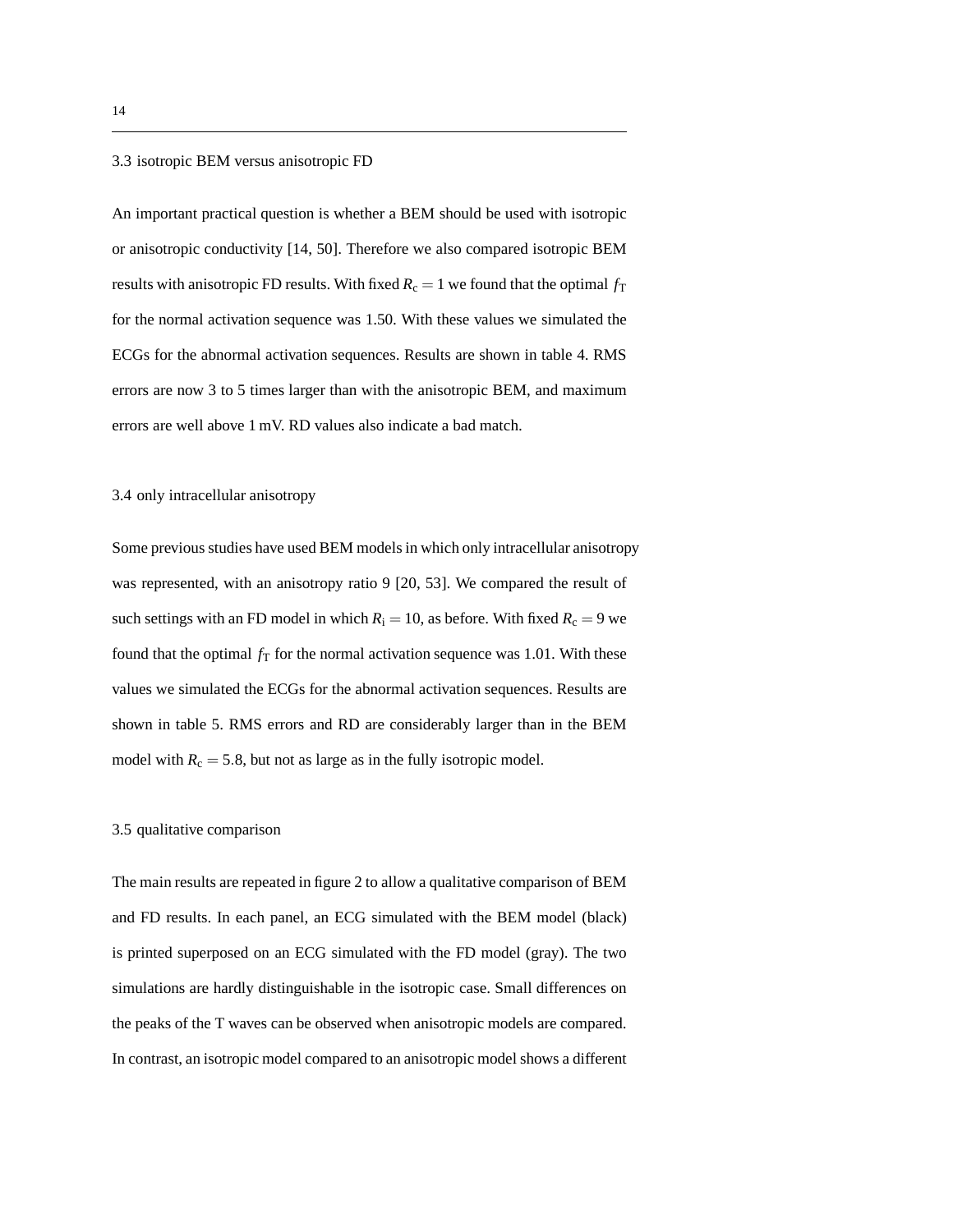### 3.3 isotropic BEM versus anisotropic FD

An important practical question is whether a BEM should be used with isotropic or anisotropic conductivity [14, 50]. Therefore we also compared isotropic BEM results with anisotropic FD results. With fixed $R_c = 1$ we found that the optimal $f_T$ for the normal activation sequence was 1.50. With these values we simulated the ECGs for the abnormal activation sequences. Results are shown in table 4. RMS errors are now 3 to 5 times larger than with the anisotropic BEM, and maximum errors are well above 1 mV. RD values also indicate a bad match.

### 3.4 only intracellular anisotropy

Some previous studies have used BEM models in which only intracellular anisotropy was represented, with an anisotropy ratio 9 [20, 53]. We compared the result of such settings with an FD model in which $R_i = 10$, as before. With fixed $R_c = 9$ we found that the optimal $f_T$ for the normal activation sequence was 1.01. With these values we simulated the ECGs for the abnormal activation sequences. Results are shown in table 5. RMS errors and RD are considerably larger than in the BEM model with $R_c = 5.8$, but not as large as in the fully isotropic model.

### 3.5 qualitative comparison

The main results are repeated in figure 2 to allow a qualitative comparison of BEM and FD results. In each panel, an ECG simulated with the BEM model (black) is printed superposed on an ECG simulated with the FD model (gray). The two simulations are hardly distinguishable in the isotropic case. Small differences on the peaks of the T waves can be observed when anisotropic models are compared. In contrast, an isotropic model compared to an anisotropic model shows a different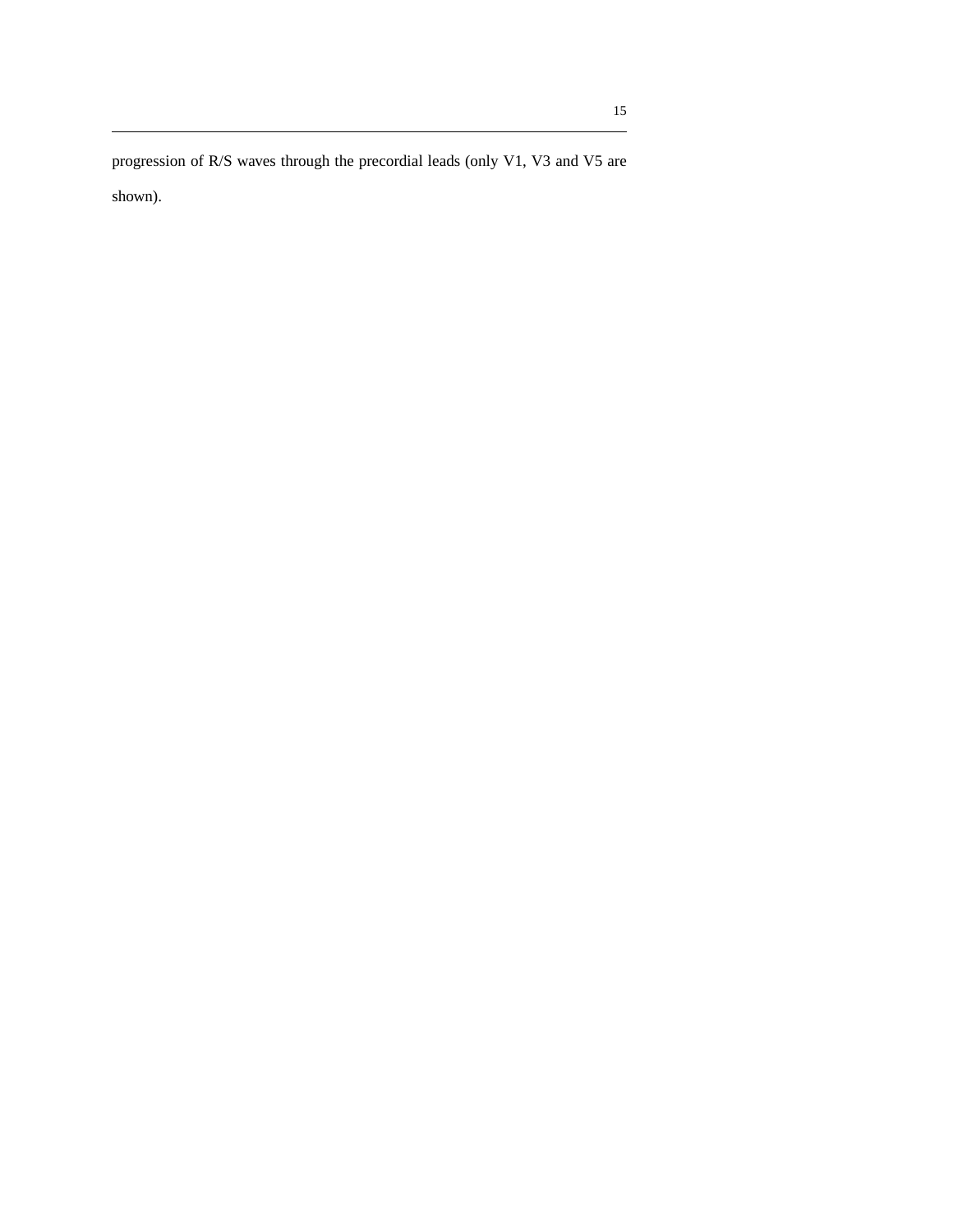progression of R/S waves through the precordial leads (only V1, V3 and V5 are shown).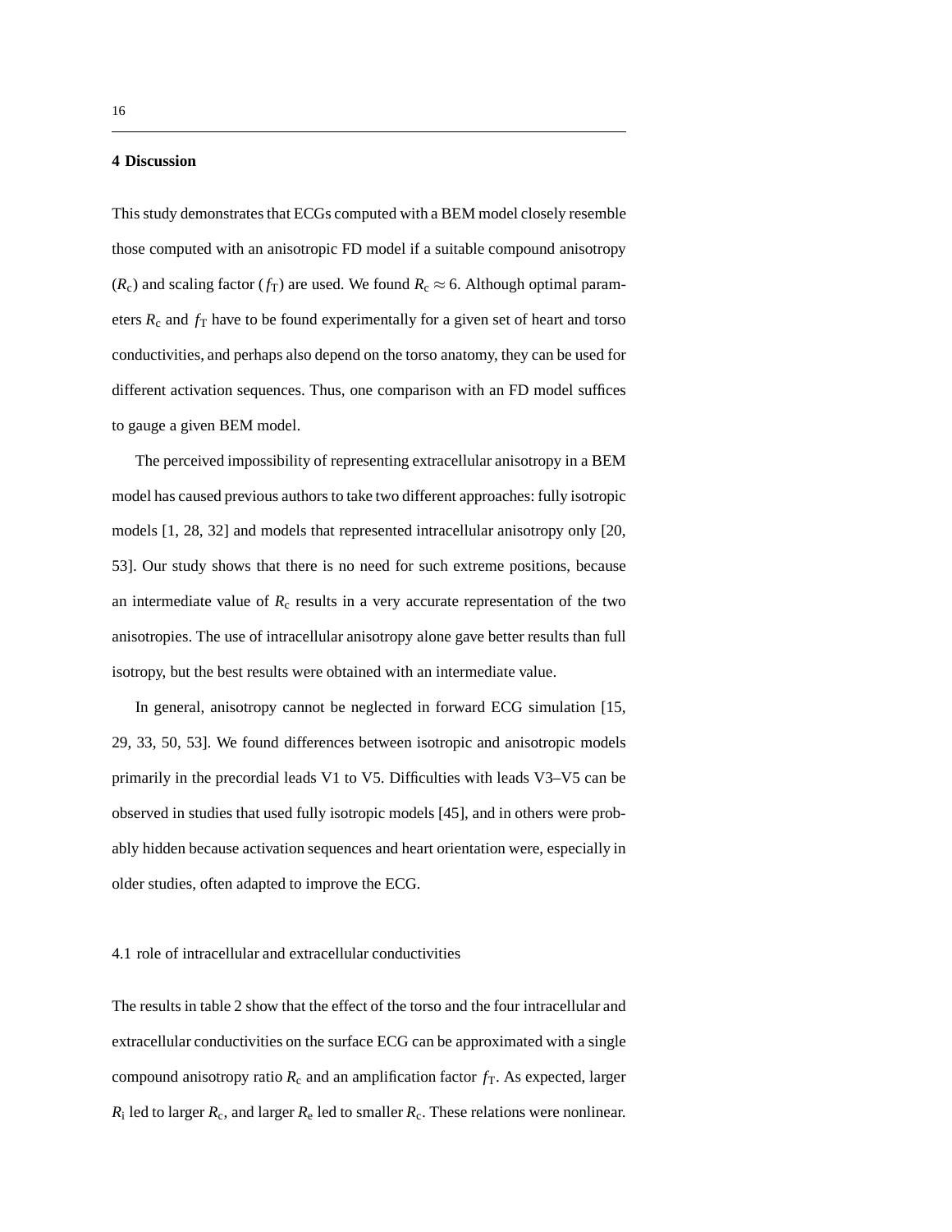## 4 Discussion

This study demonstrates that ECGs computed with a BEM model closely resemble those computed with an anisotropic FD model if a suitable compound anisotropy ($R_c$) and scaling factor ($f_T$) are used. We found $R_c \approx 6$. Although optimal parameters $R_c$ and $f_T$ have to be found experimentally for a given set of heart and torso conductivities, and perhaps also depend on the torso anatomy, they can be used for different activation sequences. Thus, one comparison with an FD model suffices to gauge a given BEM model.

The perceived impossibility of representing extracellular anisotropy in a BEM model has caused previous authors to take two different approaches: fully isotropic models [1, 28, 32] and models that represented intracellular anisotropy only [20, 53]. Our study shows that there is no need for such extreme positions, because an intermediate value of $R_c$ results in a very accurate representation of the two anisotropies. The use of intracellular anisotropy alone gave better results than full isotropy, but the best results were obtained with an intermediate value.

In general, anisotropy cannot be neglected in forward ECG simulation [15, 29, 33, 50, 53]. We found differences between isotropic and anisotropic models primarily in the precordial leads V1 to V5. Difficulties with leads V3–V5 can be observed in studies that used fully isotropic models [45], and in others were probably hidden because activation sequences and heart orientation were, especially in older studies, often adapted to improve the ECG.

### 4.1 role of intracellular and extracellular conductivities

The results in table 2 show that the effect of the torso and the four intracellular and extracellular conductivities on the surface ECG can be approximated with a single compound anisotropy ratio $R_c$ and an amplification factor $f_T$. As expected, larger $R_i$ led to larger $R_c$, and larger $R_e$ led to smaller $R_c$. These relations were nonlinear.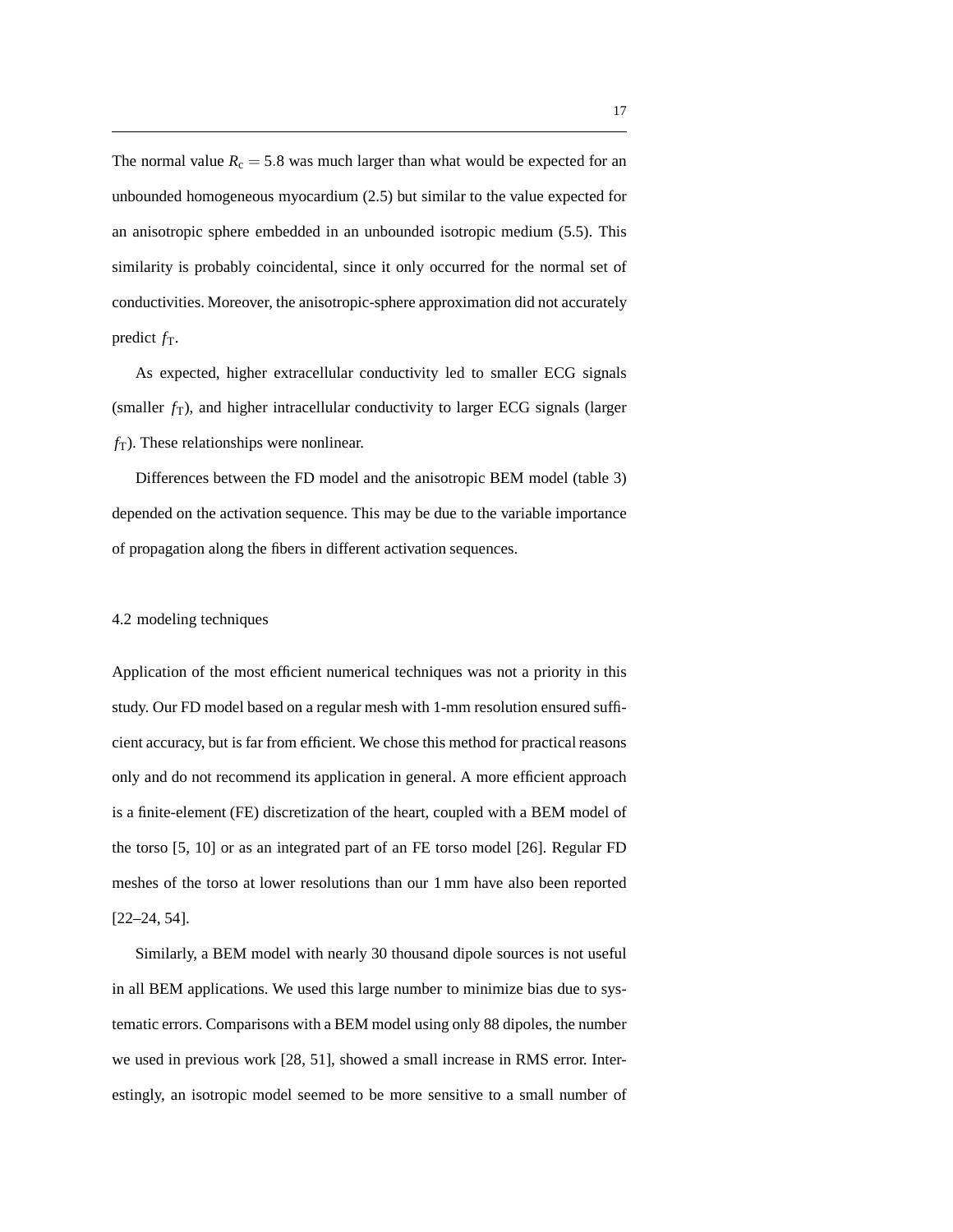The normal value $R_c = 5.8$ was much larger than what would be expected for an unbounded homogeneous myocardium (2.5) but similar to the value expected for an anisotropic sphere embedded in an unbounded isotropic medium (5.5). This similarity is probably coincidental, since it only occurred for the normal set of conductivities. Moreover, the anisotropic-sphere approximation did not accurately predict $f_T$.

As expected, higher extracellular conductivity led to smaller ECG signals (smaller $f_T$), and higher intracellular conductivity to larger ECG signals (larger $f_T$). These relationships were nonlinear.

Differences between the FD model and the anisotropic BEM model (table 3) depended on the activation sequence. This may be due to the variable importance of propagation along the fibers in different activation sequences.

### 4.2 modeling techniques

Application of the most efficient numerical techniques was not a priority in this study. Our FD model based on a regular mesh with 1-mm resolution ensured sufficient accuracy, but is far from efficient. We chose this method for practical reasons only and do not recommend its application in general. A more efficient approach is a finite-element (FE) discretization of the heart, coupled with a BEM model of the torso [5, 10] or as an integrated part of an FE torso model [26]. Regular FD meshes of the torso at lower resolutions than our 1 mm have also been reported [22–24, 54].

Similarly, a BEM model with nearly 30 thousand dipole sources is not useful in all BEM applications. We used this large number to minimize bias due to systematic errors. Comparisons with a BEM model using only 88 dipoles, the number we used in previous work [28, 51], showed a small increase in RMS error. Interestingly, an isotropic model seemed to be more sensitive to a small number of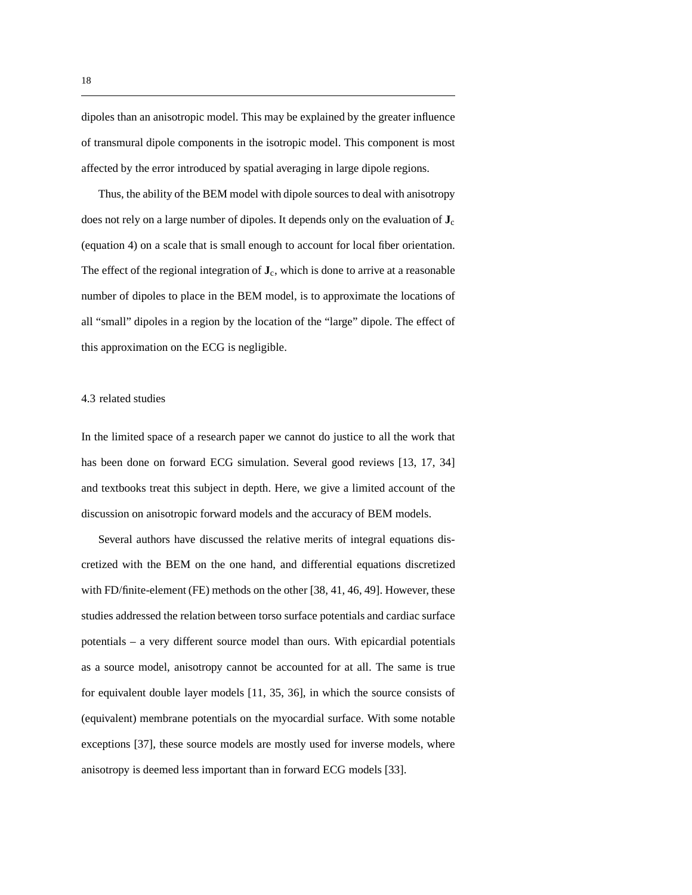dipoles than an anisotropic model. This may be explained by the greater influence of transmural dipole components in the isotropic model. This component is most affected by the error introduced by spatial averaging in large dipole regions.

Thus, the ability of the BEM model with dipole sources to deal with anisotropy does not rely on a large number of dipoles. It depends only on the evaluation of $\mathbf{J}_c$ (equation 4) on a scale that is small enough to account for local fiber orientation. The effect of the regional integration of $\mathbf{J}_c$, which is done to arrive at a reasonable number of dipoles to place in the BEM model, is to approximate the locations of all "small" dipoles in a region by the location of the "large" dipole. The effect of this approximation on the ECG is negligible.

### 4.3 related studies

In the limited space of a research paper we cannot do justice to all the work that has been done on forward ECG simulation. Several good reviews [13, 17, 34] and textbooks treat this subject in depth. Here, we give a limited account of the discussion on anisotropic forward models and the accuracy of BEM models.

Several authors have discussed the relative merits of integral equations discretized with the BEM on the one hand, and differential equations discretized with FD/finite-element (FE) methods on the other [38, 41, 46, 49]. However, these studies addressed the relation between torso surface potentials and cardiac surface potentials – a very different source model than ours. With epicardial potentials as a source model, anisotropy cannot be accounted for at all. The same is true for equivalent double layer models [11, 35, 36], in which the source consists of (equivalent) membrane potentials on the myocardial surface. With some notable exceptions [37], these source models are mostly used for inverse models, where anisotropy is deemed less important than in forward ECG models [33].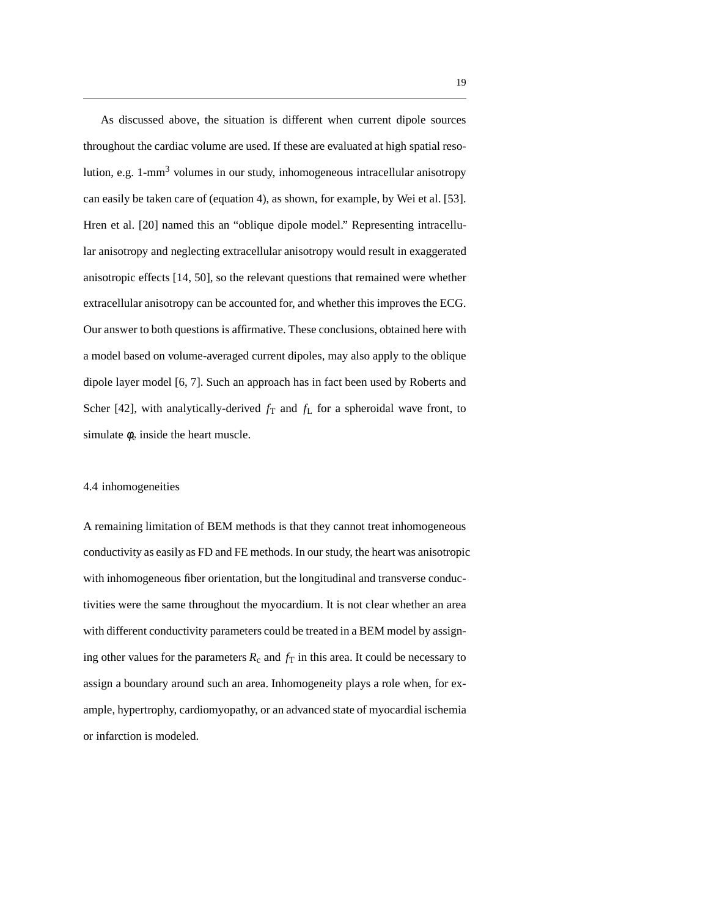As discussed above, the situation is different when current dipole sources throughout the cardiac volume are used. If these are evaluated at high spatial resolution, e.g. 1-mm$^3$ volumes in our study, inhomogeneous intracellular anisotropy can easily be taken care of (equation 4), as shown, for example, by Wei et al. [53]. Hren et al. [20] named this an "oblique dipole model." Representing intracellular anisotropy and neglecting extracellular anisotropy would result in exaggerated anisotropic effects [14, 50], so the relevant questions that remained were whether extracellular anisotropy can be accounted for, and whether this improves the ECG. Our answer to both questions is affirmative. These conclusions, obtained here with a model based on volume-averaged current dipoles, may also apply to the oblique dipole layer model [6, 7]. Such an approach has in fact been used by Roberts and Scher [42], with analytically-derived $f_T$ and $f_L$ for a spheroidal wave front, to simulate $\phi_e$ inside the heart muscle.

## 4.4 inhomogeneities

A remaining limitation of BEM methods is that they cannot treat inhomogeneous conductivity as easily as FD and FE methods. In our study, the heart was anisotropic with inhomogeneous fiber orientation, but the longitudinal and transverse conductivities were the same throughout the myocardium. It is not clear whether an area with different conductivity parameters could be treated in a BEM model by assigning other values for the parameters $R_c$ and $f_T$ in this area. It could be necessary to assign a boundary around such an area. Inhomogeneity plays a role when, for example, hypertrophy, cardiomyopathy, or an advanced state of myocardial ischemia or infarction is modeled.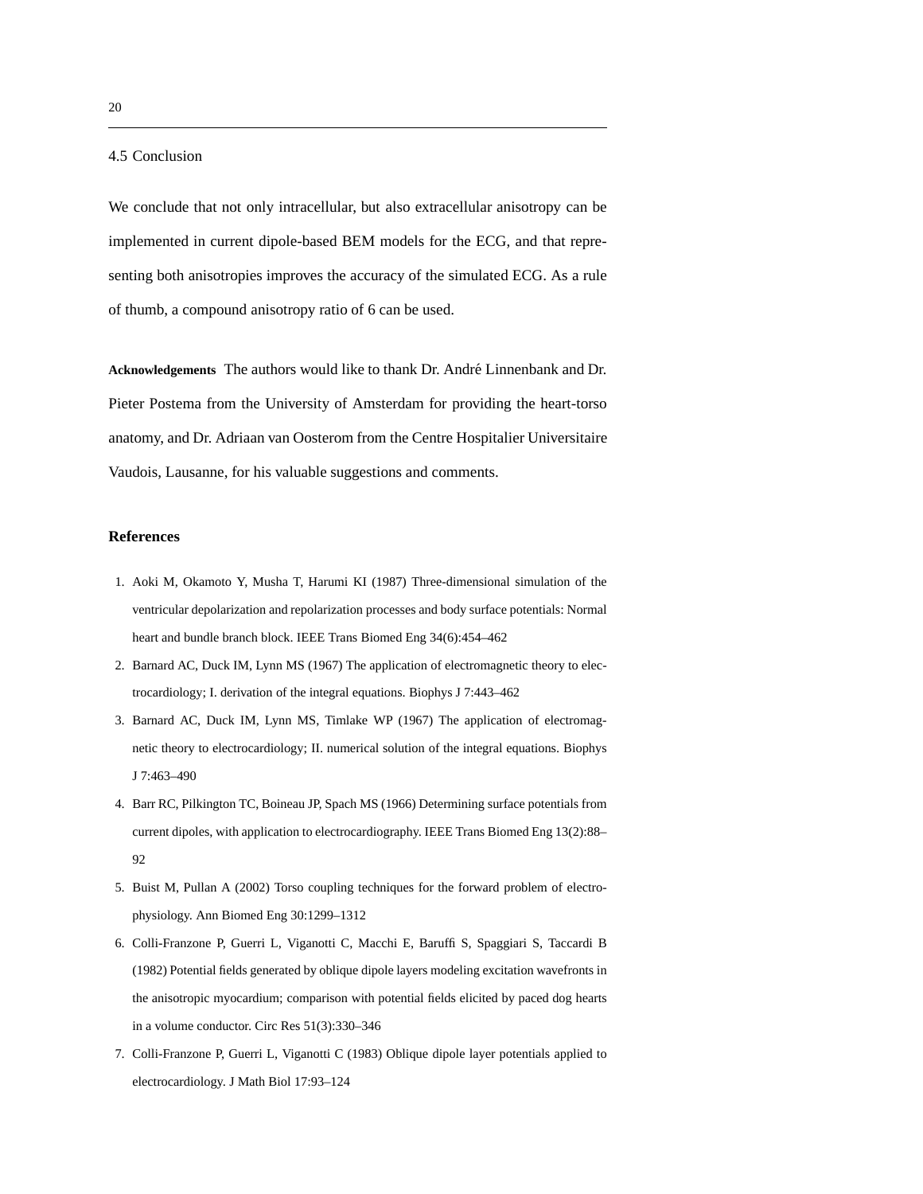### 4.5 Conclusion

We conclude that not only intracellular, but also extracellular anisotropy can be implemented in current dipole-based BEM models for the ECG, and that representing both anisotropies improves the accuracy of the simulated ECG. As a rule of thumb, a compound anisotropy ratio of 6 can be used.

**Acknowledgements** The authors would like to thank Dr. André Linnenbank and Dr. Pieter Postema from the University of Amsterdam for providing the heart-torso anatomy, and Dr. Adriaan van Oosterom from the Centre Hospitalier Universitaire Vaudois, Lausanne, for his valuable suggestions and comments.

## References

1. Aoki M, Okamoto Y, Musha T, Harumi KI (1987) Three-dimensional simulation of the ventricular depolarization and repolarization processes and body surface potentials: Normal heart and bundle branch block. IEEE Trans Biomed Eng 34(6):454–462
2. Barnard AC, Duck IM, Lynn MS (1967) The application of electromagnetic theory to electrocardiology; I. derivation of the integral equations. Biophys J 7:443–462
3. Barnard AC, Duck IM, Lynn MS, Timlake WP (1967) The application of electromagnetic theory to electrocardiology; II. numerical solution of the integral equations. Biophys J 7:463–490
4. Barr RC, Pilkington TC, Boineau JP, Spach MS (1966) Determining surface potentials from current dipoles, with application to electrocardiography. IEEE Trans Biomed Eng 13(2):88–92
5. Buist M, Pullan A (2002) Torso coupling techniques for the forward problem of electrophysiology. Ann Biomed Eng 30:1299–1312
6. Colli-Franzone P, Guerri L, Viganotti C, Macchi E, Baruffi S, Spaggiari S, Taccardi B (1982) Potential fields generated by oblique dipole layers modeling excitation wavefronts in the anisotropic myocardium; comparison with potential fields elicited by paced dog hearts in a volume conductor. Circ Res 51(3):330–346
7. Colli-Franzone P, Guerri L, Viganotti C (1983) Oblique dipole layer potentials applied to electrocardiology. J Math Biol 17:93–124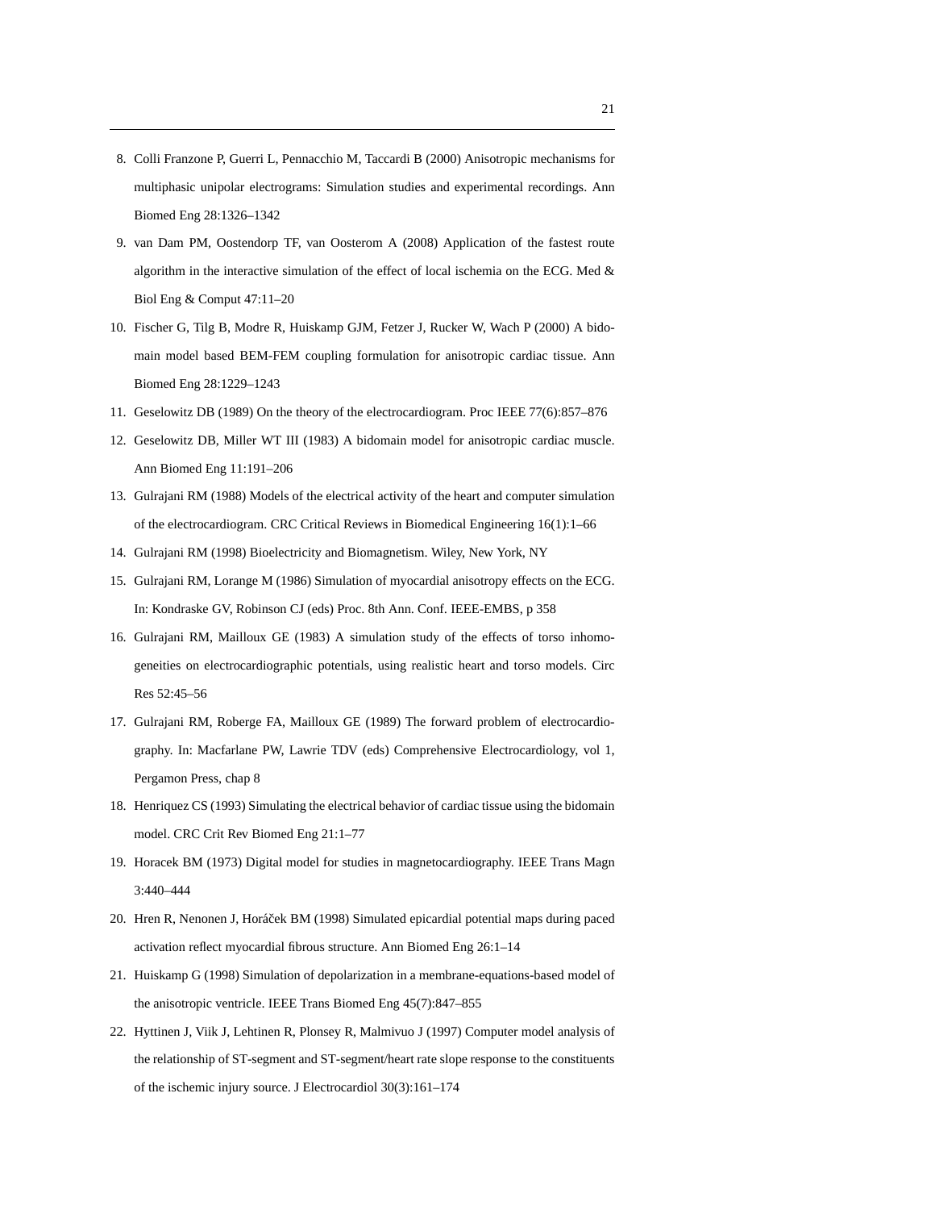8. Colli Franzone P, Guerri L, Pennacchio M, Taccardi B (2000) Anisotropic mechanisms for multiphasic unipolar electrograms: Simulation studies and experimental recordings. Ann Biomed Eng 28:1326–1342
9. van Dam PM, Oostendorp TF, van Oosterom A (2008) Application of the fastest route algorithm in the interactive simulation of the effect of local ischemia on the ECG. Med & Biol Eng & Comput 47:11–20
10. Fischer G, Tilg B, Modre R, Huiskamp GJM, Fetzer J, Rucker W, Wach P (2000) A bidomain model based BEM-FEM coupling formulation for anisotropic cardiac tissue. Ann Biomed Eng 28:1229–1243
11. Geselowitz DB (1989) On the theory of the electrocardiogram. Proc IEEE 77(6):857–876
12. Geselowitz DB, Miller WT III (1983) A bidomain model for anisotropic cardiac muscle. Ann Biomed Eng 11:191–206
13. Gulrajani RM (1988) Models of the electrical activity of the heart and computer simulation of the electrocardiogram. CRC Critical Reviews in Biomedical Engineering 16(1):1–66
14. Gulrajani RM (1998) Bioelectricity and Biomagnetism. Wiley, New York, NY
15. Gulrajani RM, Lorange M (1986) Simulation of myocardial anisotropy effects on the ECG. In: Kondraske GV, Robinson CJ (eds) Proc. 8th Ann. Conf. IEEE-EMBS, p 358
16. Gulrajani RM, Mailloux GE (1983) A simulation study of the effects of torso inhomogeneities on electrocardiographic potentials, using realistic heart and torso models. Circ Res 52:45–56
17. Gulrajani RM, Roberge FA, Mailloux GE (1989) The forward problem of electrocardiography. In: Macfarlane PW, Lawrie TDV (eds) Comprehensive Electrocardiology, vol 1, Pergamon Press, chap 8
18. Henriquez CS (1993) Simulating the electrical behavior of cardiac tissue using the bidomain model. CRC Crit Rev Biomed Eng 21:1–77
19. Horacek BM (1973) Digital model for studies in magnetocardiography. IEEE Trans Magn 3:440–444
20. Hren R, Nenonen J, Horáček BM (1998) Simulated epicardial potential maps during paced activation reflect myocardial fibrous structure. Ann Biomed Eng 26:1–14
21. Huiskamp G (1998) Simulation of depolarization in a membrane-equations-based model of the anisotropic ventricle. IEEE Trans Biomed Eng 45(7):847–855
22. Hyttinen J, Viik J, Lehtinen R, Plonsey R, Malmivuo J (1997) Computer model analysis of the relationship of ST-segment and ST-segment/heart rate slope response to the constituents of the ischemic injury source. J Electrocardiol 30(3):161–174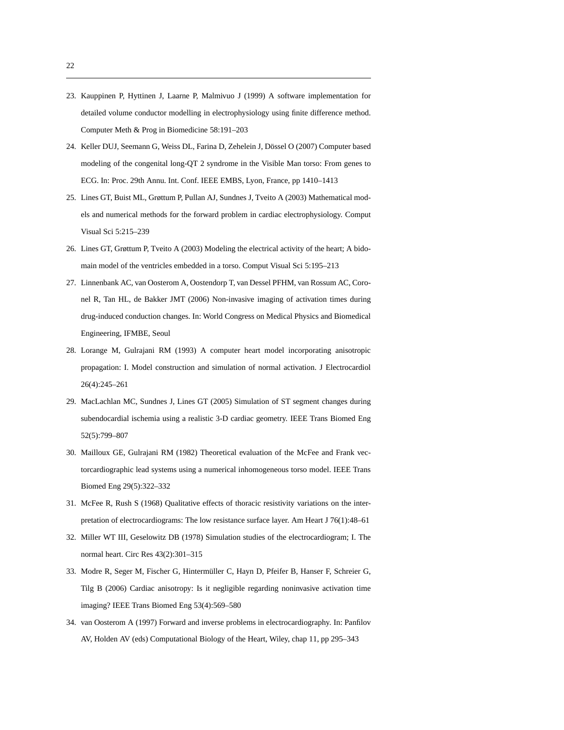23. Kauppinen P, Hyttinen J, Laarne P, Malmivuo J (1999) A software implementation for detailed volume conductor modelling in electrophysiology using finite difference method. Computer Meth & Prog in Biomedicine 58:191–203
24. Keller DUJ, Seemann G, Weiss DL, Farina D, Zehelein J, Dössel O (2007) Computer based modeling of the congenital long-QT 2 syndrome in the Visible Man torso: From genes to ECG. In: Proc. 29th Annu. Int. Conf. IEEE EMBS, Lyon, France, pp 1410–1413
25. Lines GT, Buist ML, Grøttum P, Pullan AJ, Sundnes J, Tveito A (2003) Mathematical models and numerical methods for the forward problem in cardiac electrophysiology. Comput Visual Sci 5:215–239
26. Lines GT, Grøttum P, Tveito A (2003) Modeling the electrical activity of the heart; A bidomain model of the ventricles embedded in a torso. Comput Visual Sci 5:195–213
27. Linnenbank AC, van Oosterom A, Oostendorp T, van Dessel PFHM, van Rossum AC, Coronel R, Tan HL, de Bakker JMT (2006) Non-invasive imaging of activation times during drug-induced conduction changes. In: World Congress on Medical Physics and Biomedical Engineering, IFMBE, Seoul
28. Lorange M, Gulrajani RM (1993) A computer heart model incorporating anisotropic propagation: I. Model construction and simulation of normal activation. J Electrocardiol 26(4):245–261
29. MacLachlan MC, Sundnes J, Lines GT (2005) Simulation of ST segment changes during subendocardial ischemia using a realistic 3-D cardiac geometry. IEEE Trans Biomed Eng 52(5):799–807
30. Mailloux GE, Gulrajani RM (1982) Theoretical evaluation of the McFee and Frank vectorcardiographic lead systems using a numerical inhomogeneous torso model. IEEE Trans Biomed Eng 29(5):322–332
31. McFee R, Rush S (1968) Qualitative effects of thoracic resistivity variations on the interpretation of electrocardiograms: The low resistance surface layer. Am Heart J 76(1):48–61
32. Miller WT III, Geselowitz DB (1978) Simulation studies of the electrocardiogram; I. The normal heart. Circ Res 43(2):301–315
33. Modre R, Seger M, Fischer G, Hintermüller C, Hayn D, Pfeifer B, Hanser F, Schreier G, Tilg B (2006) Cardiac anisotropy: Is it negligible regarding noninvasive activation time imaging? IEEE Trans Biomed Eng 53(4):569–580
34. van Oosterom A (1997) Forward and inverse problems in electrocardiography. In: Panfilov AV, Holden AV (eds) Computational Biology of the Heart, Wiley, chap 11, pp 295–343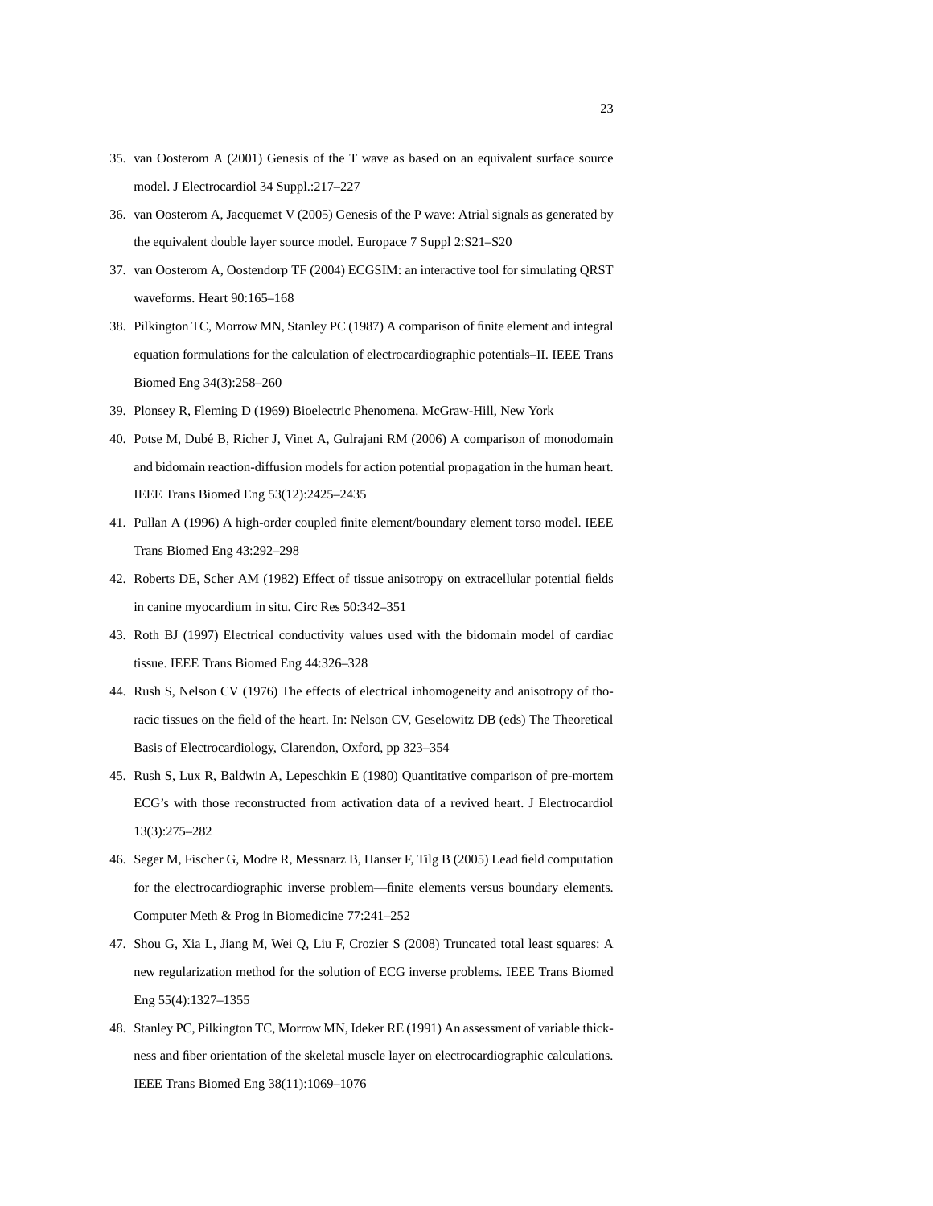35. van Oosterom A (2001) Genesis of the T wave as based on an equivalent surface source model. J Electrocardiol 34 Suppl.:217–227
36. van Oosterom A, Jacquemet V (2005) Genesis of the P wave: Atrial signals as generated by the equivalent double layer source model. Europace 7 Suppl 2:S21–S20
37. van Oosterom A, Oostendorp TF (2004) ECGSIM: an interactive tool for simulating QRST waveforms. Heart 90:165–168
38. Pilkington TC, Morrow MN, Stanley PC (1987) A comparison of finite element and integral equation formulations for the calculation of electrocardiographic potentials–II. IEEE Trans Biomed Eng 34(3):258–260
39. Plonsey R, Fleming D (1969) Bioelectric Phenomena. McGraw-Hill, New York
40. Potse M, Dubé B, Richer J, Vinet A, Gulrajani RM (2006) A comparison of monodomain and bidomain reaction-diffusion models for action potential propagation in the human heart. IEEE Trans Biomed Eng 53(12):2425–2435
41. Pullan A (1996) A high-order coupled finite element/boundary element torso model. IEEE Trans Biomed Eng 43:292–298
42. Roberts DE, Scher AM (1982) Effect of tissue anisotropy on extracellular potential fields in canine myocardium in situ. Circ Res 50:342–351
43. Roth BJ (1997) Electrical conductivity values used with the bidomain model of cardiac tissue. IEEE Trans Biomed Eng 44:326–328
44. Rush S, Nelson CV (1976) The effects of electrical inhomogeneity and anisotropy of thoracic tissues on the field of the heart. In: Nelson CV, Geselowitz DB (eds) The Theoretical Basis of Electrocardiology, Clarendon, Oxford, pp 323–354
45. Rush S, Lux R, Baldwin A, Lepeschkin E (1980) Quantitative comparison of pre-mortem ECG's with those reconstructed from activation data of a revived heart. J Electrocardiol 13(3):275–282
46. Seger M, Fischer G, Modre R, Messnarz B, Hanser F, Tilg B (2005) Lead field computation for the electrocardiographic inverse problem—finite elements versus boundary elements. Computer Meth & Prog in Biomedicine 77:241–252
47. Shou G, Xia L, Jiang M, Wei Q, Liu F, Crozier S (2008) Truncated total least squares: A new regularization method for the solution of ECG inverse problems. IEEE Trans Biomed Eng 55(4):1327–1355
48. Stanley PC, Pilkington TC, Morrow MN, Ideker RE (1991) An assessment of variable thickness and fiber orientation of the skeletal muscle layer on electrocardiographic calculations. IEEE Trans Biomed Eng 38(11):1069–1076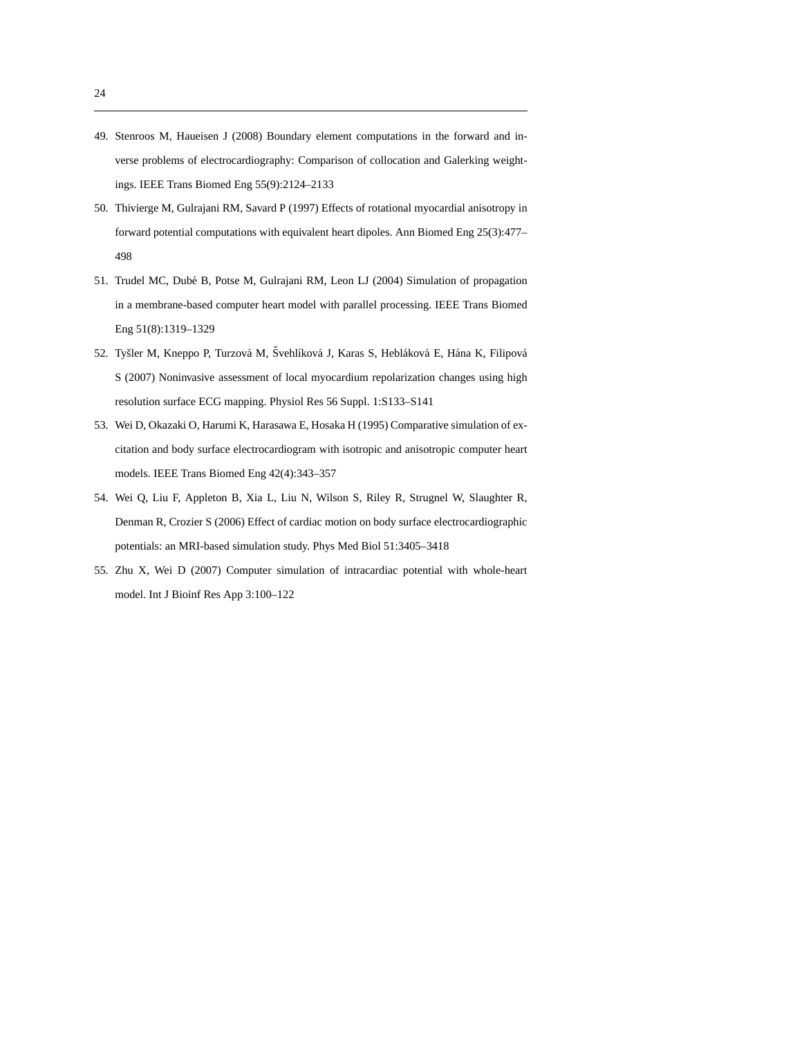49. Stenroos M, Haueisen J (2008) Boundary element computations in the forward and inverse problems of electrocardiography: Comparison of collocation and Galerking weightings. IEEE Trans Biomed Eng 55(9):2124–2133
50. Thivierge M, Gulrajani RM, Savard P (1997) Effects of rotational myocardial anisotropy in forward potential computations with equivalent heart dipoles. Ann Biomed Eng 25(3):477–498
51. Trudel MC, Dubé B, Potse M, Gulrajani RM, Leon LJ (2004) Simulation of propagation in a membrane-based computer heart model with parallel processing. IEEE Trans Biomed Eng 51(8):1319–1329
52. Tyšler M, Kneppo P, Turzová M, Švehlíková J, Karas S, Hebláková E, Hána K, Filipová S (2007) Noninvasive assessment of local myocardium repolarization changes using high resolution surface ECG mapping. Physiol Res 56 Suppl. 1:S133–S141
53. Wei D, Okazaki O, Harumi K, Harasawa E, Hosaka H (1995) Comparative simulation of excitation and body surface electrocardiogram with isotropic and anisotropic computer heart models. IEEE Trans Biomed Eng 42(4):343–357
54. Wei Q, Liu F, Appleton B, Xia L, Liu N, Wilson S, Riley R, Strugnel W, Slaughter R, Denman R, Crozier S (2006) Effect of cardiac motion on body surface electrocardiographic potentials: an MRI-based simulation study. Phys Med Biol 51:3405–3418
55. Zhu X, Wei D (2007) Computer simulation of intracardiac potential with whole-heart model. Int J Bioinf Res App 3:100–122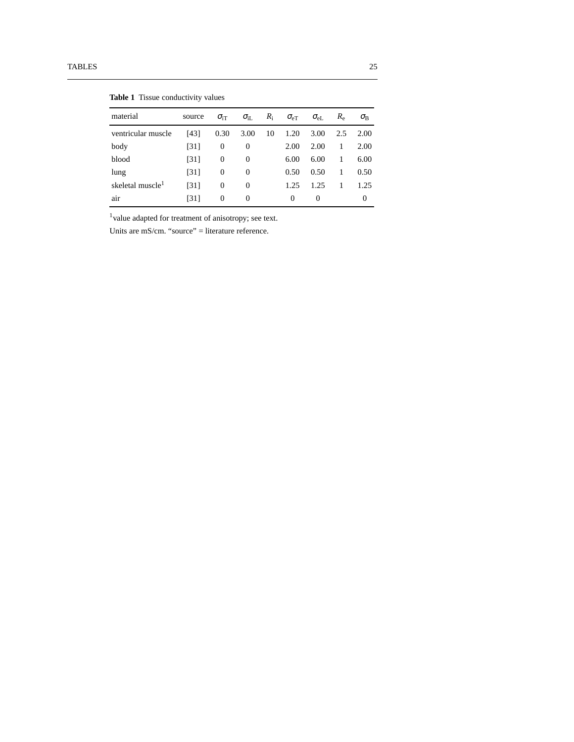**Table 1** Tissue conductivity values

| material | source | $\sigma_{iT}$ | $\sigma_{iL}$ | $R_i$ | $\sigma_{eT}$ | $\sigma_{eL}$ | $R_e$ | $\sigma_B$ |
|---|---|---|---|---|---|---|---|---|
| ventricular muscle | [43] | 0.30 | 3.00 | 10 | 1.20 | 3.00 | 2.5 | 2.00 |
| body | [31] | 0 | 0 | | 2.00 | 2.00 | 1 | 2.00 |
| blood | [31] | 0 | 0 | | 6.00 | 6.00 | 1 | 6.00 |
| lung | [31] | 0 | 0 | | 0.50 | 0.50 | 1 | 0.50 |
| skeletal muscle[1] | [31] | 0 | 0 | | 1.25 | 1.25 | 1 | 1.25 |
| air | [31] | 0 | 0 | | 0 | 0 | | 0 |

[1]value adapted for treatment of anisotropy; see text.

Units are mS/cm. “source” = literature reference.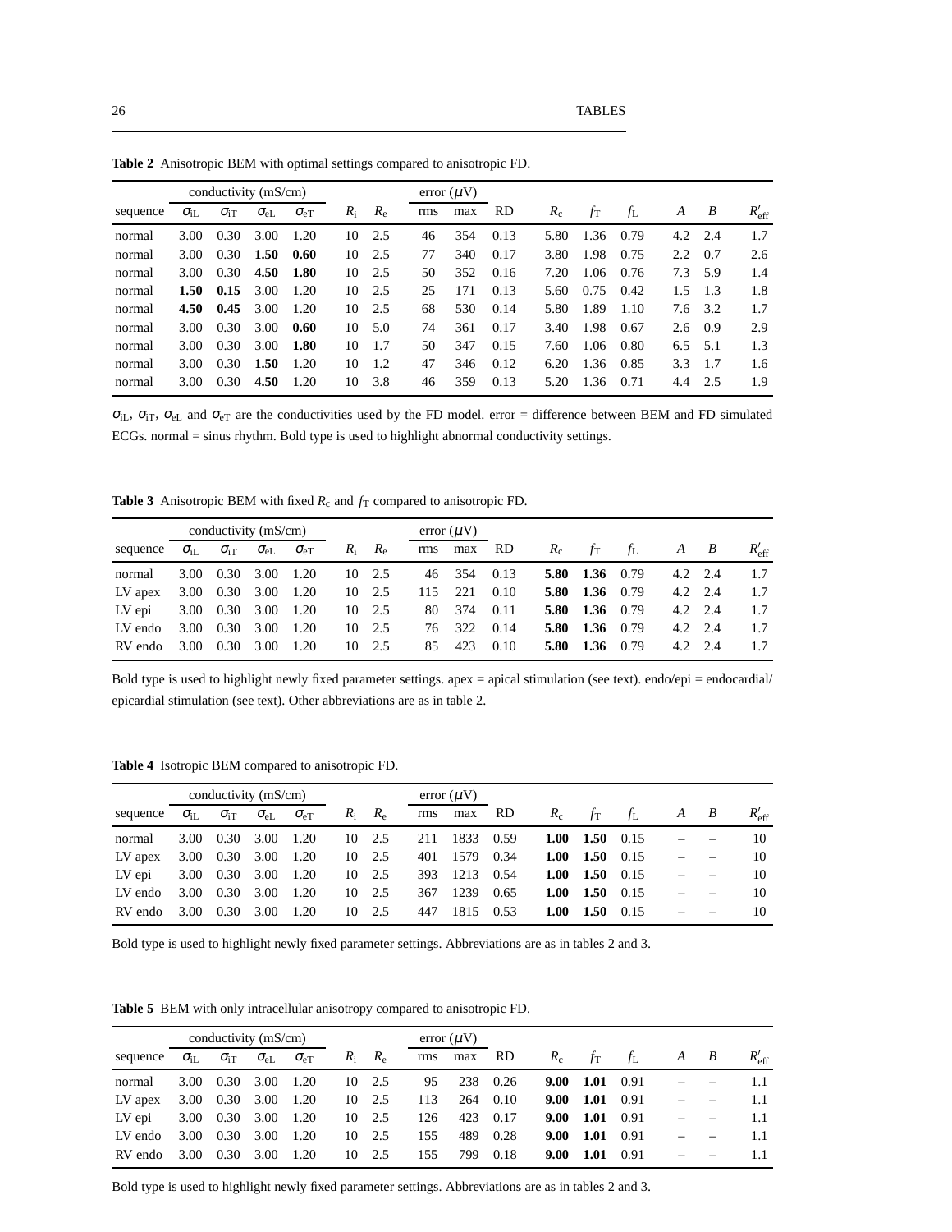**Table 2** Anisotropic BEM with optimal settings compared to anisotropic FD.

| | conductivity (mS/cm) | | | | | | error (μV) | | | | | | | | |
|---|---|---|---|---|---|---|---|---|---|---|---|---|---|---|---|
| sequence | $\sigma_{\mathrm{iL}}$ | $\sigma_{\mathrm{iT}}$ | $\sigma_{\mathrm{eL}}$ | $\sigma_{\mathrm{eT}}$ | $R_{\mathrm{i}}$ | $R_{\mathrm{e}}$ | rms | max | RD | $R_{\mathrm{c}}$ | $f_{\mathrm{T}}$ | $f_{\mathrm{L}}$ | $A$ | $B$ | $R'_{\mathrm{eff}}$ |
| normal | 3.00 | 0.30 | 3.00 | 1.20 | 10 | 2.5 | 46 | 354 | 0.13 | 5.80 | 1.36 | 0.79 | 4.2 | 2.4 | 1.7 |
| normal | 3.00 | 0.30 | **1.50** | **0.60** | 10 | 2.5 | 77 | 340 | 0.17 | 3.80 | 1.98 | 0.75 | 2.2 | 0.7 | 2.6 |
| normal | 3.00 | 0.30 | **4.50** | **1.80** | 10 | 2.5 | 50 | 352 | 0.16 | 7.20 | 1.06 | 0.76 | 7.3 | 5.9 | 1.4 |
| normal | **1.50** | **0.15** | 3.00 | 1.20 | 10 | 2.5 | 25 | 171 | 0.13 | 5.60 | 0.75 | 0.42 | 1.5 | 1.3 | 1.8 |
| normal | **4.50** | **0.45** | 3.00 | 1.20 | 10 | 2.5 | 68 | 530 | 0.14 | 5.80 | 1.89 | 1.10 | 7.6 | 3.2 | 1.7 |
| normal | 3.00 | 0.30 | 3.00 | **0.60** | 10 | 5.0 | 74 | 361 | 0.17 | 3.40 | 1.98 | 0.67 | 2.6 | 0.9 | 2.9 |
| normal | 3.00 | 0.30 | 3.00 | **1.80** | 10 | 1.7 | 50 | 347 | 0.15 | 7.60 | 1.06 | 0.80 | 6.5 | 5.1 | 1.3 |
| normal | 3.00 | 0.30 | **1.50** | 1.20 | 10 | 1.2 | 47 | 346 | 0.12 | 6.20 | 1.36 | 0.85 | 3.3 | 1.7 | 1.6 |
| normal | 3.00 | 0.30 | **4.50** | 1.20 | 10 | 3.8 | 46 | 359 | 0.13 | 5.20 | 1.36 | 0.71 | 4.4 | 2.5 | 1.9 |

$\sigma_{\mathrm{iL}}$, $\sigma_{\mathrm{iT}}$, $\sigma_{\mathrm{eL}}$ and $\sigma_{\mathrm{eT}}$ are the conductivities used by the FD model. error = difference between BEM and FD simulated ECGs. normal = sinus rhythm. Bold type is used to highlight abnormal conductivity settings.

**Table 3** Anisotropic BEM with fixed $R_{\mathrm{c}}$ and $f_{\mathrm{T}}$ compared to anisotropic FD.

| | conductivity (mS/cm) | | | | | | error (μV) | | | | | | | | |
|---|---|---|---|---|---|---|---|---|---|---|---|---|---|---|---|
| sequence | $\sigma_{\mathrm{iL}}$ | $\sigma_{\mathrm{iT}}$ | $\sigma_{\mathrm{eL}}$ | $\sigma_{\mathrm{eT}}$ | $R_{\mathrm{i}}$ | $R_{\mathrm{e}}$ | rms | max | RD | $R_{\mathrm{c}}$ | $f_{\mathrm{T}}$ | $f_{\mathrm{L}}$ | $A$ | $B$ | $R'_{\mathrm{eff}}$ |
| normal | 3.00 | 0.30 | 3.00 | 1.20 | 10 | 2.5 | 46 | 354 | 0.13 | **5.80** | **1.36** | 0.79 | 4.2 | 2.4 | 1.7 |
| LV apex | 3.00 | 0.30 | 3.00 | 1.20 | 10 | 2.5 | 115 | 221 | 0.10 | **5.80** | **1.36** | 0.79 | 4.2 | 2.4 | 1.7 |
| LV epi | 3.00 | 0.30 | 3.00 | 1.20 | 10 | 2.5 | 80 | 374 | 0.11 | **5.80** | **1.36** | 0.79 | 4.2 | 2.4 | 1.7 |
| LV endo | 3.00 | 0.30 | 3.00 | 1.20 | 10 | 2.5 | 76 | 322 | 0.14 | **5.80** | **1.36** | 0.79 | 4.2 | 2.4 | 1.7 |
| RV endo | 3.00 | 0.30 | 3.00 | 1.20 | 10 | 2.5 | 85 | 423 | 0.10 | **5.80** | **1.36** | 0.79 | 4.2 | 2.4 | 1.7 |

Bold type is used to highlight newly fixed parameter settings. apex = apical stimulation (see text). endo/epi = endocardial/epicardial stimulation (see text). Other abbreviations are as in table 2.

**Table 4** Isotropic BEM compared to anisotropic FD.

| | conductivity (mS/cm) | | | | | | error (μV) | | | | | | | | |
|---|---|---|---|---|---|---|---|---|---|---|---|---|---|---|---|
| sequence | $\sigma_{\mathrm{iL}}$ | $\sigma_{\mathrm{iT}}$ | $\sigma_{\mathrm{eL}}$ | $\sigma_{\mathrm{eT}}$ | $R_{\mathrm{i}}$ | $R_{\mathrm{e}}$ | rms | max | RD | $R_{\mathrm{c}}$ | $f_{\mathrm{T}}$ | $f_{\mathrm{L}}$ | $A$ | $B$ | $R'_{\mathrm{eff}}$ |
| normal | 3.00 | 0.30 | 3.00 | 1.20 | 10 | 2.5 | 211 | 1833 | 0.59 | **1.00** | **1.50** | 0.15 | – | – | 10 |
| LV apex | 3.00 | 0.30 | 3.00 | 1.20 | 10 | 2.5 | 401 | 1579 | 0.34 | **1.00** | **1.50** | 0.15 | – | – | 10 |
| LV epi | 3.00 | 0.30 | 3.00 | 1.20 | 10 | 2.5 | 393 | 1213 | 0.54 | **1.00** | **1.50** | 0.15 | – | – | 10 |
| LV endo | 3.00 | 0.30 | 3.00 | 1.20 | 10 | 2.5 | 367 | 1239 | 0.65 | **1.00** | **1.50** | 0.15 | – | – | 10 |
| RV endo | 3.00 | 0.30 | 3.00 | 1.20 | 10 | 2.5 | 447 | 1815 | 0.53 | **1.00** | **1.50** | 0.15 | – | – | 10 |

Bold type is used to highlight newly fixed parameter settings. Abbreviations are as in tables 2 and 3.

**Table 5** BEM with only intracellular anisotropy compared to anisotropic FD.

| | conductivity (mS/cm) | | | | | | error (μV) | | | | | | | | |
|---|---|---|---|---|---|---|---|---|---|---|---|---|---|---|---|
| sequence | $\sigma_{\mathrm{iL}}$ | $\sigma_{\mathrm{iT}}$ | $\sigma_{\mathrm{eL}}$ | $\sigma_{\mathrm{eT}}$ | $R_{\mathrm{i}}$ | $R_{\mathrm{e}}$ | rms | max | RD | $R_{\mathrm{c}}$ | $f_{\mathrm{T}}$ | $f_{\mathrm{L}}$ | $A$ | $B$ | $R'_{\mathrm{eff}}$ |
| normal | 3.00 | 0.30 | 3.00 | 1.20 | 10 | 2.5 | 95 | 238 | 0.26 | **9.00** | **1.01** | 0.91 | – | – | 1.1 |
| LV apex | 3.00 | 0.30 | 3.00 | 1.20 | 10 | 2.5 | 113 | 264 | 0.10 | **9.00** | **1.01** | 0.91 | – | – | 1.1 |
| LV epi | 3.00 | 0.30 | 3.00 | 1.20 | 10 | 2.5 | 126 | 423 | 0.17 | **9.00** | **1.01** | 0.91 | – | – | 1.1 |
| LV endo | 3.00 | 0.30 | 3.00 | 1.20 | 10 | 2.5 | 155 | 489 | 0.28 | **9.00** | **1.01** | 0.91 | – | – | 1.1 |
| RV endo | 3.00 | 0.30 | 3.00 | 1.20 | 10 | 2.5 | 155 | 799 | 0.18 | **9.00** | **1.01** | 0.91 | – | – | 1.1 |

Bold type is used to highlight newly fixed parameter settings. Abbreviations are as in tables 2 and 3.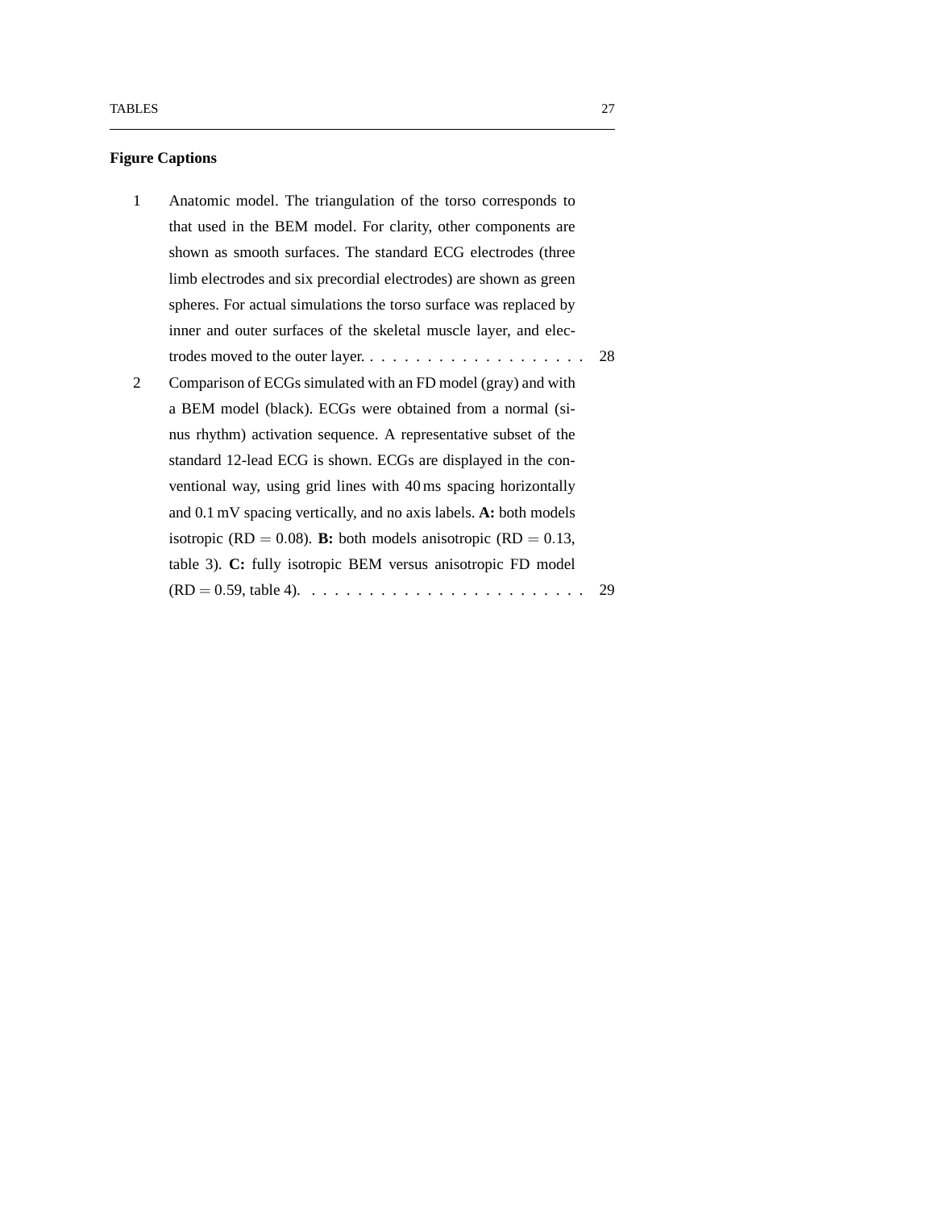## Figure Captions

1. Anatomic model. The triangulation of the torso corresponds to that used in the BEM model. For clarity, other components are shown as smooth surfaces. The standard ECG electrodes (three limb electrodes and six precordial electrodes) are shown as green spheres. For actual simulations the torso surface was replaced by inner and outer surfaces of the skeletal muscle layer, and electrodes moved to the outer layer. . . . . . . . . . . . . . . . . . . . . 28

2. Comparison of ECGs simulated with an FD model (gray) and with a BEM model (black). ECGs were obtained from a normal (sinus rhythm) activation sequence. A representative subset of the standard 12-lead ECG is shown. ECGs are displayed in the conventional way, using grid lines with 40 ms spacing horizontally and 0.1 mV spacing vertically, and no axis labels. **A:** both models isotropic ($\mathrm{RD} = 0.08$). **B:** both models anisotropic ($\mathrm{RD} = 0.13$, table 3). **C:** fully isotropic BEM versus anisotropic FD model ($\mathrm{RD} = 0.59$, table 4). . . . . . . . . . . . . . . . . . . . . . . . . 29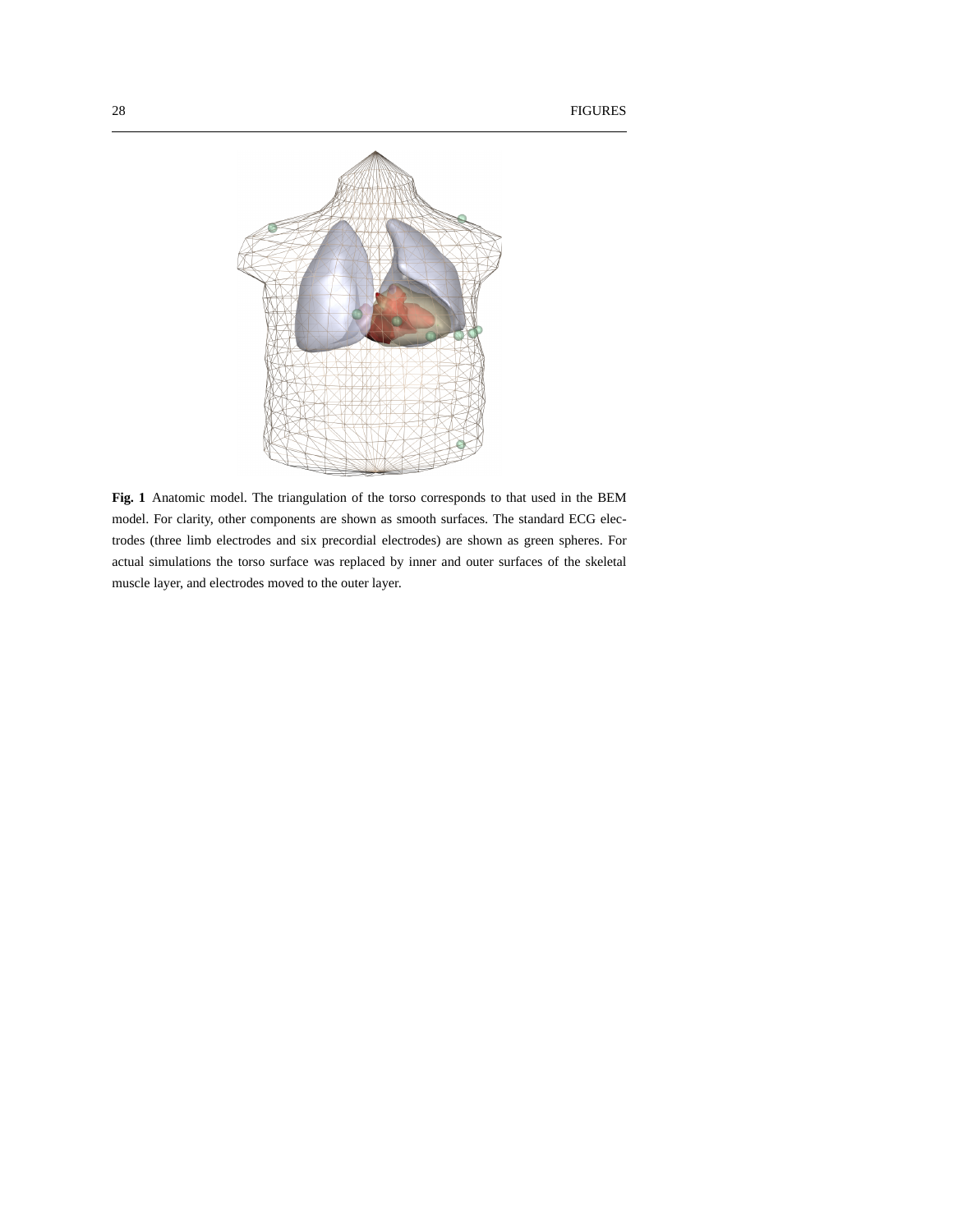**Fig. 1** Anatomic model. The triangulation of the torso corresponds to that used in the BEM model. For clarity, other components are shown as smooth surfaces. The standard ECG electrodes (three limb electrodes and six precordial electrodes) are shown as green spheres. For actual simulations the torso surface was replaced by inner and outer surfaces of the skeletal muscle layer, and electrodes moved to the outer layer.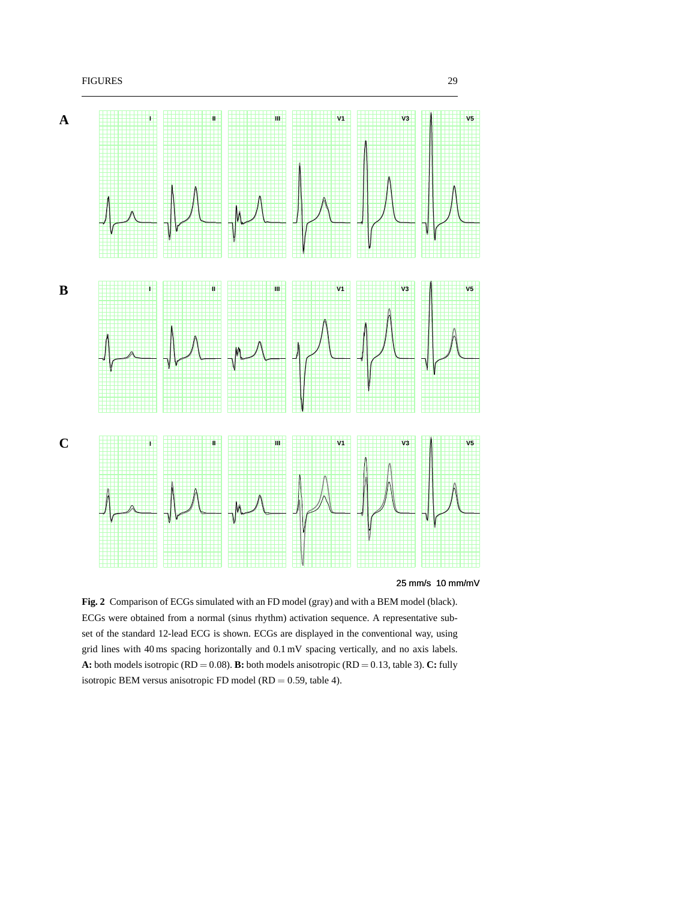A

I II III V1 V3 V5

B

I II III V1 V3 V5

C

I II III V1 V3 V5

25 mm/s 10 mm/mV

**Fig. 2** Comparison of ECGs simulated with an FD model (gray) and with a BEM model (black). ECGs were obtained from a normal (sinus rhythm) activation sequence. A representative subset of the standard 12-lead ECG is shown. ECGs are displayed in the conventional way, using grid lines with 40 ms spacing horizontally and 0.1 mV spacing vertically, and no axis labels. **A:** both models isotropic (RD = 0.08). **B:** both models anisotropic (RD = 0.13, table 3). **C:** fully isotropic BEM versus anisotropic FD model (RD = 0.59, table 4).